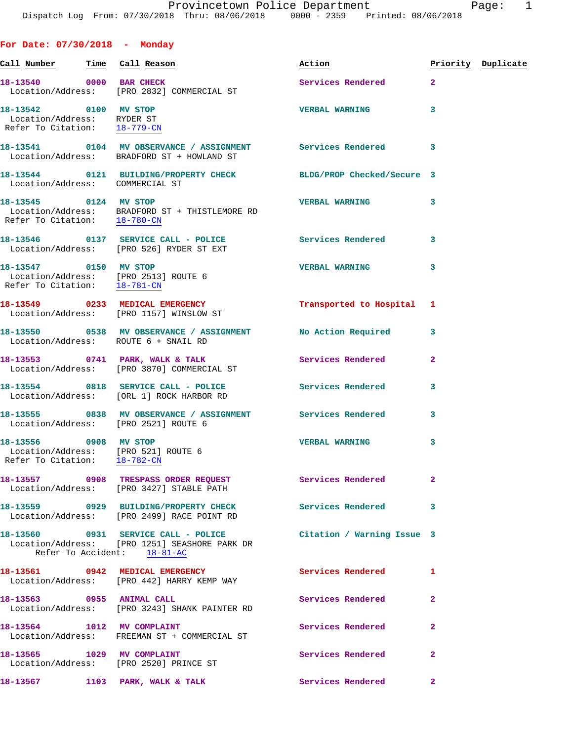Provincetown Police Department
Dispatch Log From: 07/30/2018 Thru: 08/06/2018 0000 - 2359 Printed: 08/06/2018

## For Date: 07/30/2018 - Monday

| Call Number | Time | Call Reason | Action | Priority | Duplicate |
|---|---|---|---|---|---|
| 18-13540 | 0000 | BAR CHECK | Services Rendered | 2 | |
| Location/Address: | | [PRO 2832] COMMERCIAL ST | | | |
| 18-13542 | 0100 | MV STOP | VERBAL WARNING | 3 | |
| Location/Address: | | RYDER ST | | | |
| Refer To Citation: | | 18-779-CN | | | |
| 18-13541 | 0104 | MV OBSERVANCE / ASSIGNMENT | Services Rendered | 3 | |
| Location/Address: | | BRADFORD ST + HOWLAND ST | | | |
| 18-13544 | 0121 | BUILDING/PROPERTY CHECK | BLDG/PROP Checked/Secure | 3 | |
| Location/Address: | | COMMERCIAL ST | | | |
| 18-13545 | 0124 | MV STOP | VERBAL WARNING | 3 | |
| Location/Address: | | BRADFORD ST + THISTLEMORE RD | | | |
| Refer To Citation: | | 18-780-CN | | | |
| 18-13546 | 0137 | SERVICE CALL - POLICE | Services Rendered | 3 | |
| Location/Address: | | [PRO 526] RYDER ST EXT | | | |
| 18-13547 | 0150 | MV STOP | VERBAL WARNING | 3 | |
| Location/Address: | | [PRO 2513] ROUTE 6 | | | |
| Refer To Citation: | | 18-781-CN | | | |
| 18-13549 | 0233 | MEDICAL EMERGENCY | Transported to Hospital | 1 | |
| Location/Address: | | [PRO 1157] WINSLOW ST | | | |
| 18-13550 | 0538 | MV OBSERVANCE / ASSIGNMENT | No Action Required | 3 | |
| Location/Address: | | ROUTE 6 + SNAIL RD | | | |
| 18-13553 | 0741 | PARK, WALK & TALK | Services Rendered | 2 | |
| Location/Address: | | [PRO 3870] COMMERCIAL ST | | | |
| 18-13554 | 0818 | SERVICE CALL - POLICE | Services Rendered | 3 | |
| Location/Address: | | [ORL 1] ROCK HARBOR RD | | | |
| 18-13555 | 0838 | MV OBSERVANCE / ASSIGNMENT | Services Rendered | 3 | |
| Location/Address: | | [PRO 2521] ROUTE 6 | | | |
| 18-13556 | 0908 | MV STOP | VERBAL WARNING | 3 | |
| Location/Address: | | [PRO 521] ROUTE 6 | | | |
| Refer To Citation: | | 18-782-CN | | | |
| 18-13557 | 0908 | TRESPASS ORDER REQUEST | Services Rendered | 2 | |
| Location/Address: | | [PRO 3427] STABLE PATH | | | |
| 18-13559 | 0929 | BUILDING/PROPERTY CHECK | Services Rendered | 3 | |
| Location/Address: | | [PRO 2499] RACE POINT RD | | | |
| 18-13560 | 0931 | SERVICE CALL - POLICE | Citation / Warning Issue | 3 | |
| Location/Address: | | [PRO 1251] SEASHORE PARK DR | | | |
| Refer To Accident: | | 18-81-AC | | | |
| 18-13561 | 0942 | MEDICAL EMERGENCY | Services Rendered | 1 | |
| Location/Address: | | [PRO 442] HARRY KEMP WAY | | | |
| 18-13563 | 0955 | ANIMAL CALL | Services Rendered | 2 | |
| Location/Address: | | [PRO 3243] SHANK PAINTER RD | | | |
| 18-13564 | 1012 | MV COMPLAINT | Services Rendered | 2 | |
| Location/Address: | | FREEMAN ST + COMMERCIAL ST | | | |
| 18-13565 | 1029 | MV COMPLAINT | Services Rendered | 2 | |
| Location/Address: | | [PRO 2520] PRINCE ST | | | |
| 18-13567 | 1103 | PARK, WALK & TALK | Services Rendered | 2 | |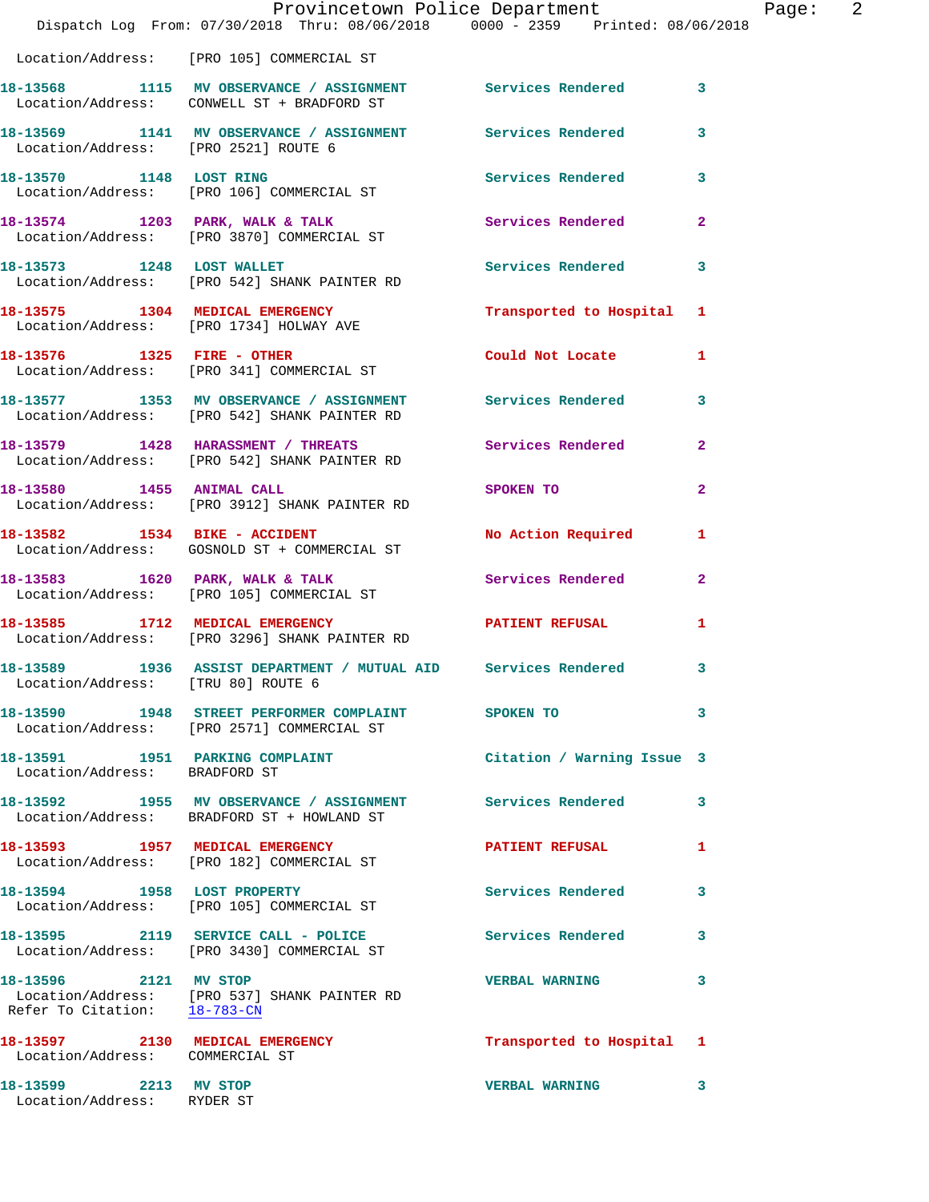Location/Address: [PRO 105] COMMERCIAL ST

| Call # | Time | Call Type | Disposition | Priority |
|---|---|---|---|---|
| 18-13568 | 1115 | MV OBSERVANCE / ASSIGNMENT | Services Rendered | 3 |
| Location/Address: | | CONWELL ST + BRADFORD ST | | |
| 18-13569 | 1141 | MV OBSERVANCE / ASSIGNMENT | Services Rendered | 3 |
| Location/Address: | | [PRO 2521] ROUTE 6 | | |
| 18-13570 | 1148 | LOST RING | Services Rendered | 3 |
| Location/Address: | | [PRO 106] COMMERCIAL ST | | |
| 18-13574 | 1203 | PARK, WALK & TALK | Services Rendered | 2 |
| Location/Address: | | [PRO 3870] COMMERCIAL ST | | |
| 18-13573 | 1248 | LOST WALLET | Services Rendered | 3 |
| Location/Address: | | [PRO 542] SHANK PAINTER RD | | |
| 18-13575 | 1304 | MEDICAL EMERGENCY | Transported to Hospital | 1 |
| Location/Address: | | [PRO 1734] HOLWAY AVE | | |
| 18-13576 | 1325 | FIRE - OTHER | Could Not Locate | 1 |
| Location/Address: | | [PRO 341] COMMERCIAL ST | | |
| 18-13577 | 1353 | MV OBSERVANCE / ASSIGNMENT | Services Rendered | 3 |
| Location/Address: | | [PRO 542] SHANK PAINTER RD | | |
| 18-13579 | 1428 | HARASSMENT / THREATS | Services Rendered | 2 |
| Location/Address: | | [PRO 542] SHANK PAINTER RD | | |
| 18-13580 | 1455 | ANIMAL CALL | SPOKEN TO | 2 |
| Location/Address: | | [PRO 3912] SHANK PAINTER RD | | |
| 18-13582 | 1534 | BIKE - ACCIDENT | No Action Required | 1 |
| Location/Address: | | GOSNOLD ST + COMMERCIAL ST | | |
| 18-13583 | 1620 | PARK, WALK & TALK | Services Rendered | 2 |
| Location/Address: | | [PRO 105] COMMERCIAL ST | | |
| 18-13585 | 1712 | MEDICAL EMERGENCY | PATIENT REFUSAL | 1 |
| Location/Address: | | [PRO 3296] SHANK PAINTER RD | | |
| 18-13589 | 1936 | ASSIST DEPARTMENT / MUTUAL AID | Services Rendered | 3 |
| Location/Address: | | [TRU 80] ROUTE 6 | | |
| 18-13590 | 1948 | STREET PERFORMER COMPLAINT | SPOKEN TO | 3 |
| Location/Address: | | [PRO 2571] COMMERCIAL ST | | |
| 18-13591 | 1951 | PARKING COMPLAINT | Citation / Warning Issue | 3 |
| Location/Address: | | BRADFORD ST | | |
| 18-13592 | 1955 | MV OBSERVANCE / ASSIGNMENT | Services Rendered | 3 |
| Location/Address: | | BRADFORD ST + HOWLAND ST | | |
| 18-13593 | 1957 | MEDICAL EMERGENCY | PATIENT REFUSAL | 1 |
| Location/Address: | | [PRO 182] COMMERCIAL ST | | |
| 18-13594 | 1958 | LOST PROPERTY | Services Rendered | 3 |
| Location/Address: | | [PRO 105] COMMERCIAL ST | | |
| 18-13595 | 2119 | SERVICE CALL - POLICE | Services Rendered | 3 |
| Location/Address: | | [PRO 3430] COMMERCIAL ST | | |
| 18-13596 | 2121 | MV STOP | VERBAL WARNING | 3 |
| Location/Address: | | [PRO 537] SHANK PAINTER RD | | |
| Refer To Citation: | | 18-783-CN | | |
| 18-13597 | 2130 | MEDICAL EMERGENCY | Transported to Hospital | 1 |
| Location/Address: | | COMMERCIAL ST | | |
| 18-13599 | 2213 | MV STOP | VERBAL WARNING | 3 |
| Location/Address: | | RYDER ST | | |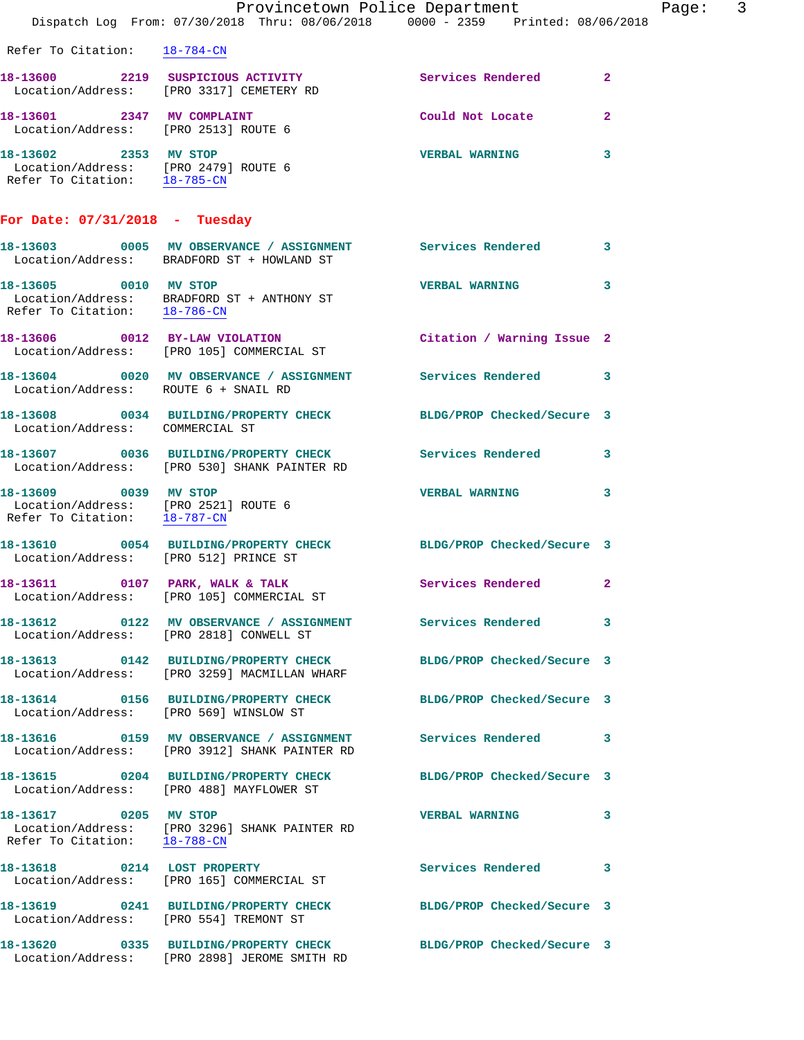Refer To Citation: 18-784-CN

**18-13600** 2219 **SUSPICIOUS ACTIVITY** Services Rendered 2
Location/Address: [PRO 3317] CEMETERY RD

**18-13601** 2347 **MV COMPLAINT** Could Not Locate 2
Location/Address: [PRO 2513] ROUTE 6

**18-13602** 2353 **MV STOP** VERBAL WARNING 3
Location/Address: [PRO 2479] ROUTE 6
Refer To Citation: 18-785-CN

## For Date: 07/31/2018 - Tuesday

**18-13603** 0005 **MV OBSERVANCE / ASSIGNMENT** Services Rendered 3
Location/Address: BRADFORD ST + HOWLAND ST

**18-13605** 0010 **MV STOP** VERBAL WARNING 3
Location/Address: BRADFORD ST + ANTHONY ST
Refer To Citation: 18-786-CN

**18-13606** 0012 **BY-LAW VIOLATION** Citation / Warning Issue 2
Location/Address: [PRO 105] COMMERCIAL ST

**18-13604** 0020 **MV OBSERVANCE / ASSIGNMENT** Services Rendered 3
Location/Address: ROUTE 6 + SNAIL RD

**18-13608** 0034 **BUILDING/PROPERTY CHECK** BLDG/PROP Checked/Secure 3
Location/Address: COMMERCIAL ST

**18-13607** 0036 **BUILDING/PROPERTY CHECK** Services Rendered 3
Location/Address: [PRO 530] SHANK PAINTER RD

**18-13609** 0039 **MV STOP** VERBAL WARNING 3
Location/Address: [PRO 2521] ROUTE 6
Refer To Citation: 18-787-CN

**18-13610** 0054 **BUILDING/PROPERTY CHECK** BLDG/PROP Checked/Secure 3
Location/Address: [PRO 512] PRINCE ST

**18-13611** 0107 **PARK, WALK & TALK** Services Rendered 2
Location/Address: [PRO 105] COMMERCIAL ST

**18-13612** 0122 **MV OBSERVANCE / ASSIGNMENT** Services Rendered 3
Location/Address: [PRO 2818] CONWELL ST

**18-13613** 0142 **BUILDING/PROPERTY CHECK** BLDG/PROP Checked/Secure 3
Location/Address: [PRO 3259] MACMILLAN WHARF

**18-13614** 0156 **BUILDING/PROPERTY CHECK** BLDG/PROP Checked/Secure 3
Location/Address: [PRO 569] WINSLOW ST

**18-13616** 0159 **MV OBSERVANCE / ASSIGNMENT** Services Rendered 3
Location/Address: [PRO 3912] SHANK PAINTER RD

**18-13615** 0204 **BUILDING/PROPERTY CHECK** BLDG/PROP Checked/Secure 3
Location/Address: [PRO 488] MAYFLOWER ST

**18-13617** 0205 **MV STOP** VERBAL WARNING 3
Location/Address: [PRO 3296] SHANK PAINTER RD
Refer To Citation: 18-788-CN

**18-13618** 0214 **LOST PROPERTY** Services Rendered 3
Location/Address: [PRO 165] COMMERCIAL ST

**18-13619** 0241 **BUILDING/PROPERTY CHECK** BLDG/PROP Checked/Secure 3
Location/Address: [PRO 554] TREMONT ST

**18-13620** 0335 **BUILDING/PROPERTY CHECK** BLDG/PROP Checked/Secure 3
Location/Address: [PRO 2898] JEROME SMITH RD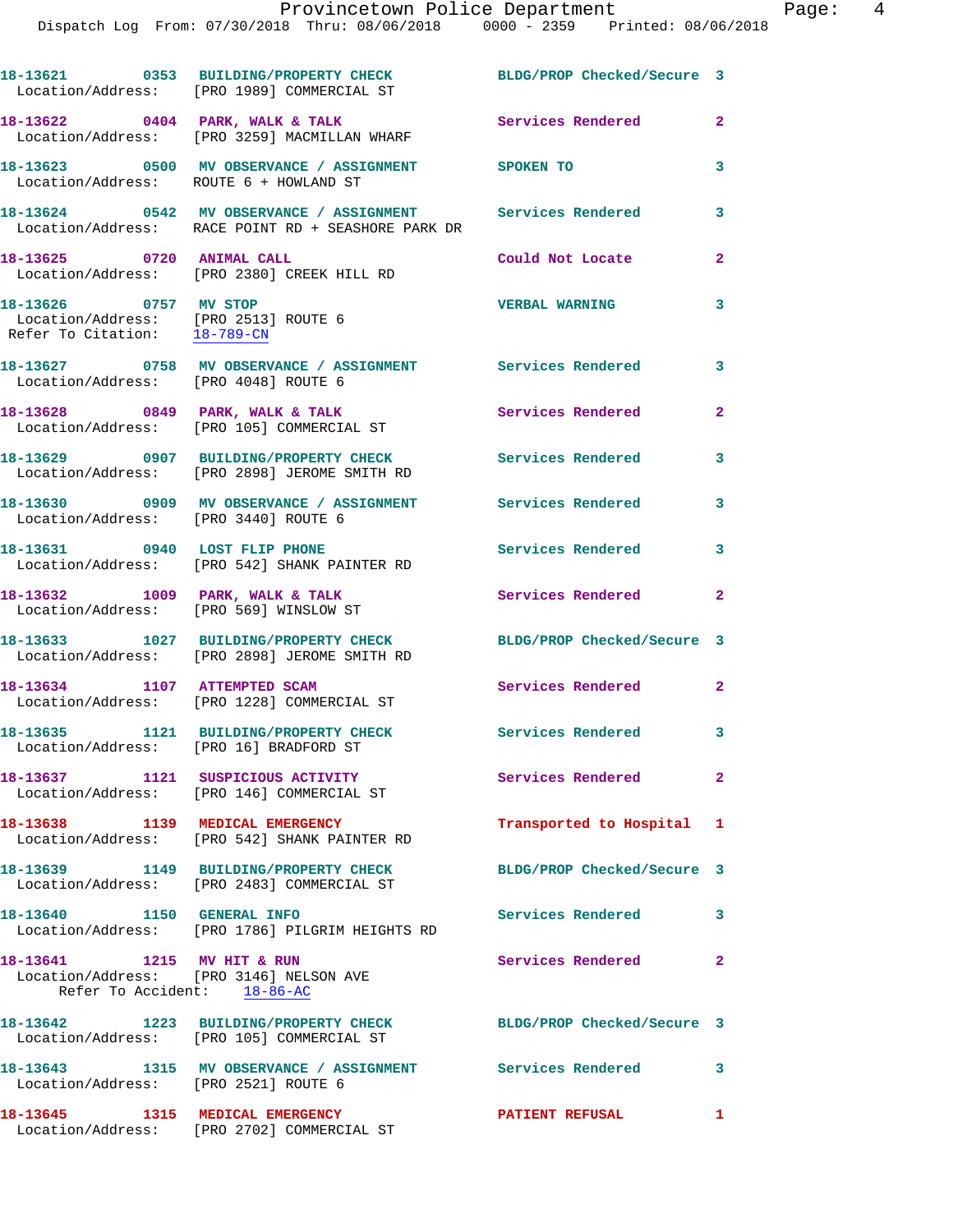18-13621 0353 BUILDING/PROPERTY CHECK BLDG/PROP Checked/Secure 3
Location/Address: [PRO 1989] COMMERCIAL ST

18-13622 0404 PARK, WALK & TALK Services Rendered 2
Location/Address: [PRO 3259] MACMILLAN WHARF

18-13623 0500 MV OBSERVANCE / ASSIGNMENT SPOKEN TO 3
Location/Address: ROUTE 6 + HOWLAND ST

18-13624 0542 MV OBSERVANCE / ASSIGNMENT Services Rendered 3
Location/Address: RACE POINT RD + SEASHORE PARK DR

18-13625 0720 ANIMAL CALL Could Not Locate 2
Location/Address: [PRO 2380] CREEK HILL RD

18-13626 0757 MV STOP VERBAL WARNING 3
Location/Address: [PRO 2513] ROUTE 6
Refer To Citation: 18-789-CN

18-13627 0758 MV OBSERVANCE / ASSIGNMENT Services Rendered 3
Location/Address: [PRO 4048] ROUTE 6

18-13628 0849 PARK, WALK & TALK Services Rendered 2
Location/Address: [PRO 105] COMMERCIAL ST

18-13629 0907 BUILDING/PROPERTY CHECK Services Rendered 3
Location/Address: [PRO 2898] JEROME SMITH RD

18-13630 0909 MV OBSERVANCE / ASSIGNMENT Services Rendered 3
Location/Address: [PRO 3440] ROUTE 6

18-13631 0940 LOST FLIP PHONE Services Rendered 3
Location/Address: [PRO 542] SHANK PAINTER RD

18-13632 1009 PARK, WALK & TALK Services Rendered 2
Location/Address: [PRO 569] WINSLOW ST

18-13633 1027 BUILDING/PROPERTY CHECK BLDG/PROP Checked/Secure 3
Location/Address: [PRO 2898] JEROME SMITH RD

18-13634 1107 ATTEMPTED SCAM Services Rendered 2
Location/Address: [PRO 1228] COMMERCIAL ST

18-13635 1121 BUILDING/PROPERTY CHECK Services Rendered 3
Location/Address: [PRO 16] BRADFORD ST

18-13637 1121 SUSPICIOUS ACTIVITY Services Rendered 2
Location/Address: [PRO 146] COMMERCIAL ST

18-13638 1139 MEDICAL EMERGENCY Transported to Hospital 1
Location/Address: [PRO 542] SHANK PAINTER RD

18-13639 1149 BUILDING/PROPERTY CHECK BLDG/PROP Checked/Secure 3
Location/Address: [PRO 2483] COMMERCIAL ST

18-13640 1150 GENERAL INFO Services Rendered 3
Location/Address: [PRO 1786] PILGRIM HEIGHTS RD

18-13641 1215 MV HIT & RUN Services Rendered 2
Location/Address: [PRO 3146] NELSON AVE
Refer To Accident: 18-86-AC

18-13642 1223 BUILDING/PROPERTY CHECK BLDG/PROP Checked/Secure 3
Location/Address: [PRO 105] COMMERCIAL ST

18-13643 1315 MV OBSERVANCE / ASSIGNMENT Services Rendered 3
Location/Address: [PRO 2521] ROUTE 6

18-13645 1315 MEDICAL EMERGENCY PATIENT REFUSAL 1
Location/Address: [PRO 2702] COMMERCIAL ST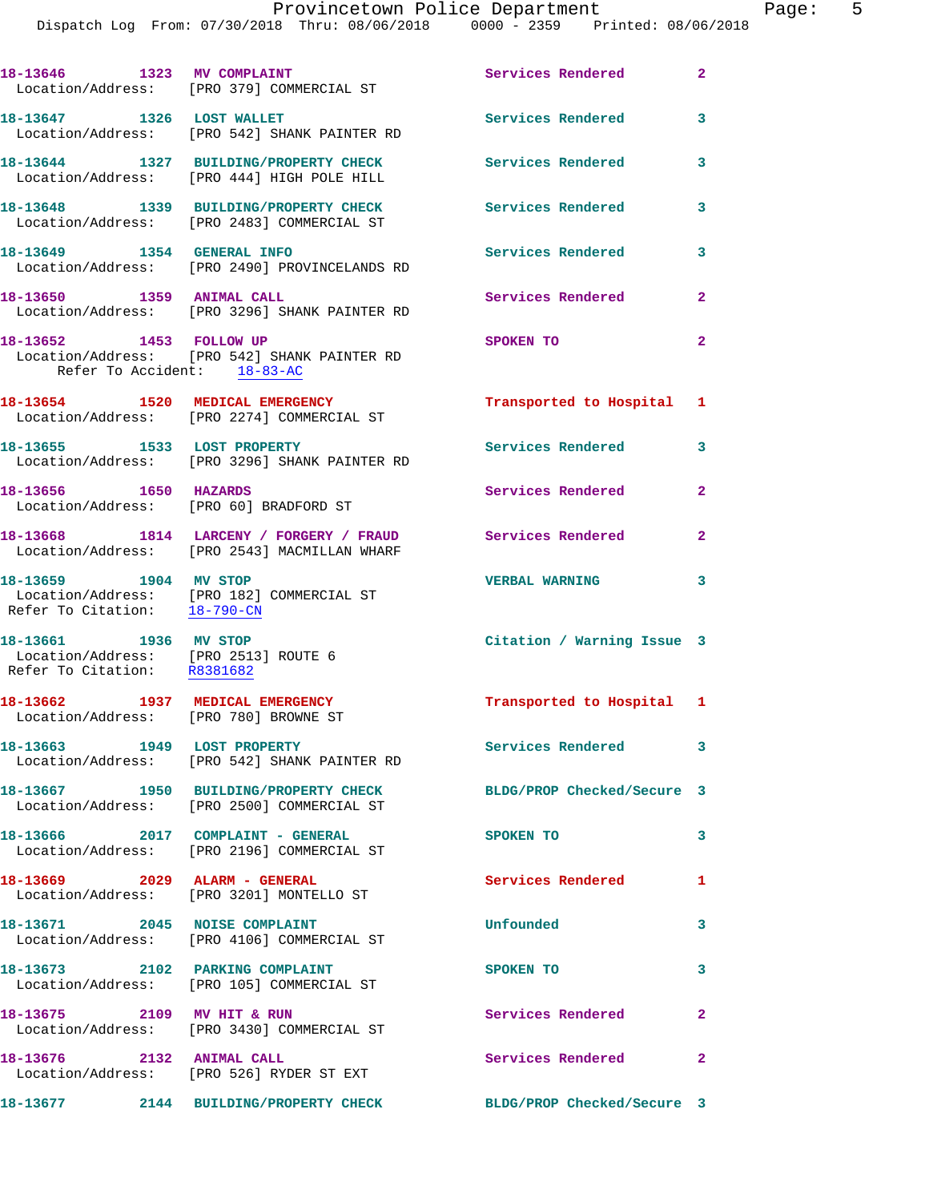18-13646 1323 MV COMPLAINT Services Rendered 2
Location/Address: [PRO 379] COMMERCIAL ST

18-13647 1326 LOST WALLET Services Rendered 3
Location/Address: [PRO 542] SHANK PAINTER RD

18-13644 1327 BUILDING/PROPERTY CHECK Services Rendered 3
Location/Address: [PRO 444] HIGH POLE HILL

18-13648 1339 BUILDING/PROPERTY CHECK Services Rendered 3
Location/Address: [PRO 2483] COMMERCIAL ST

18-13649 1354 GENERAL INFO Services Rendered 3
Location/Address: [PRO 2490] PROVINCELANDS RD

18-13650 1359 ANIMAL CALL Services Rendered 2
Location/Address: [PRO 3296] SHANK PAINTER RD

18-13652 1453 FOLLOW UP SPOKEN TO 2
Location/Address: [PRO 542] SHANK PAINTER RD
Refer To Accident: 18-83-AC

18-13654 1520 MEDICAL EMERGENCY Transported to Hospital 1
Location/Address: [PRO 2274] COMMERCIAL ST

18-13655 1533 LOST PROPERTY Services Rendered 3
Location/Address: [PRO 3296] SHANK PAINTER RD

18-13656 1650 HAZARDS Services Rendered 2
Location/Address: [PRO 60] BRADFORD ST

18-13668 1814 LARCENY / FORGERY / FRAUD Services Rendered 2
Location/Address: [PRO 2543] MACMILLAN WHARF

18-13659 1904 MV STOP VERBAL WARNING 3
Location/Address: [PRO 182] COMMERCIAL ST
Refer To Citation: 18-790-CN

18-13661 1936 MV STOP Citation / Warning Issue 3
Location/Address: [PRO 2513] ROUTE 6
Refer To Citation: R8381682

18-13662 1937 MEDICAL EMERGENCY Transported to Hospital 1
Location/Address: [PRO 780] BROWNE ST

18-13663 1949 LOST PROPERTY Services Rendered 3
Location/Address: [PRO 542] SHANK PAINTER RD

18-13667 1950 BUILDING/PROPERTY CHECK BLDG/PROP Checked/Secure 3
Location/Address: [PRO 2500] COMMERCIAL ST

18-13666 2017 COMPLAINT - GENERAL SPOKEN TO 3
Location/Address: [PRO 2196] COMMERCIAL ST

18-13669 2029 ALARM - GENERAL Services Rendered 1
Location/Address: [PRO 3201] MONTELLO ST

18-13671 2045 NOISE COMPLAINT Unfounded 3
Location/Address: [PRO 4106] COMMERCIAL ST

18-13673 2102 PARKING COMPLAINT SPOKEN TO 3
Location/Address: [PRO 105] COMMERCIAL ST

18-13675 2109 MV HIT & RUN Services Rendered 2
Location/Address: [PRO 3430] COMMERCIAL ST

18-13676 2132 ANIMAL CALL Services Rendered 2
Location/Address: [PRO 526] RYDER ST EXT

18-13677 2144 BUILDING/PROPERTY CHECK BLDG/PROP Checked/Secure 3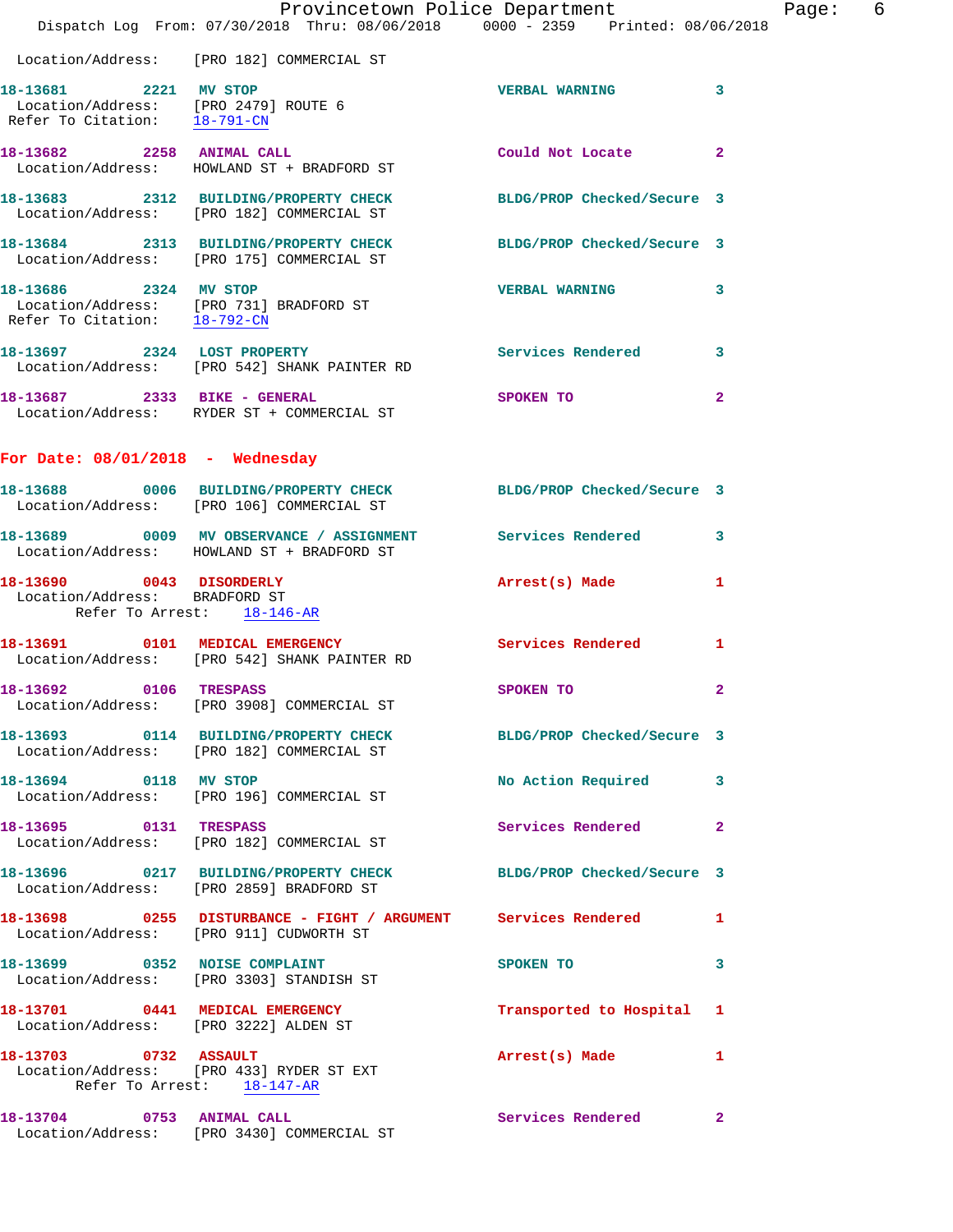Location/Address: [PRO 182] COMMERCIAL ST

**18-13681** 2221 **MV STOP** — VERBAL WARNING — 3
Location/Address: [PRO 2479] ROUTE 6
Refer To Citation: 18-791-CN

**18-13682** 2258 **ANIMAL CALL** — Could Not Locate — 2
Location/Address: HOWLAND ST + BRADFORD ST

**18-13683** 2312 **BUILDING/PROPERTY CHECK** — BLDG/PROP Checked/Secure — 3
Location/Address: [PRO 182] COMMERCIAL ST

**18-13684** 2313 **BUILDING/PROPERTY CHECK** — BLDG/PROP Checked/Secure — 3
Location/Address: [PRO 175] COMMERCIAL ST

**18-13686** 2324 **MV STOP** — VERBAL WARNING — 3
Location/Address: [PRO 731] BRADFORD ST
Refer To Citation: 18-792-CN

**18-13697** 2324 **LOST PROPERTY** — Services Rendered — 3
Location/Address: [PRO 542] SHANK PAINTER RD

**18-13687** 2333 **BIKE - GENERAL** — SPOKEN TO — 2
Location/Address: RYDER ST + COMMERCIAL ST

## For Date: 08/01/2018 - Wednesday

**18-13688** 0006 **BUILDING/PROPERTY CHECK** — BLDG/PROP Checked/Secure — 3
Location/Address: [PRO 106] COMMERCIAL ST

**18-13689** 0009 **MV OBSERVANCE / ASSIGNMENT** — Services Rendered — 3
Location/Address: HOWLAND ST + BRADFORD ST

**18-13690** 0043 **DISORDERLY** — Arrest(s) Made — 1
Location/Address: BRADFORD ST
Refer To Arrest: 18-146-AR

**18-13691** 0101 **MEDICAL EMERGENCY** — Services Rendered — 1
Location/Address: [PRO 542] SHANK PAINTER RD

**18-13692** 0106 **TRESPASS** — SPOKEN TO — 2
Location/Address: [PRO 3908] COMMERCIAL ST

**18-13693** 0114 **BUILDING/PROPERTY CHECK** — BLDG/PROP Checked/Secure — 3
Location/Address: [PRO 182] COMMERCIAL ST

**18-13694** 0118 **MV STOP** — No Action Required — 3
Location/Address: [PRO 196] COMMERCIAL ST

**18-13695** 0131 **TRESPASS** — Services Rendered — 2
Location/Address: [PRO 182] COMMERCIAL ST

**18-13696** 0217 **BUILDING/PROPERTY CHECK** — BLDG/PROP Checked/Secure — 3
Location/Address: [PRO 2859] BRADFORD ST

**18-13698** 0255 **DISTURBANCE - FIGHT / ARGUMENT** — Services Rendered — 1
Location/Address: [PRO 911] CUDWORTH ST

**18-13699** 0352 **NOISE COMPLAINT** — SPOKEN TO — 3
Location/Address: [PRO 3303] STANDISH ST

**18-13701** 0441 **MEDICAL EMERGENCY** — Transported to Hospital — 1
Location/Address: [PRO 3222] ALDEN ST

**18-13703** 0732 **ASSAULT** — Arrest(s) Made — 1
Location/Address: [PRO 433] RYDER ST EXT
Refer To Arrest: 18-147-AR

**18-13704** 0753 **ANIMAL CALL** — Services Rendered — 2
Location/Address: [PRO 3430] COMMERCIAL ST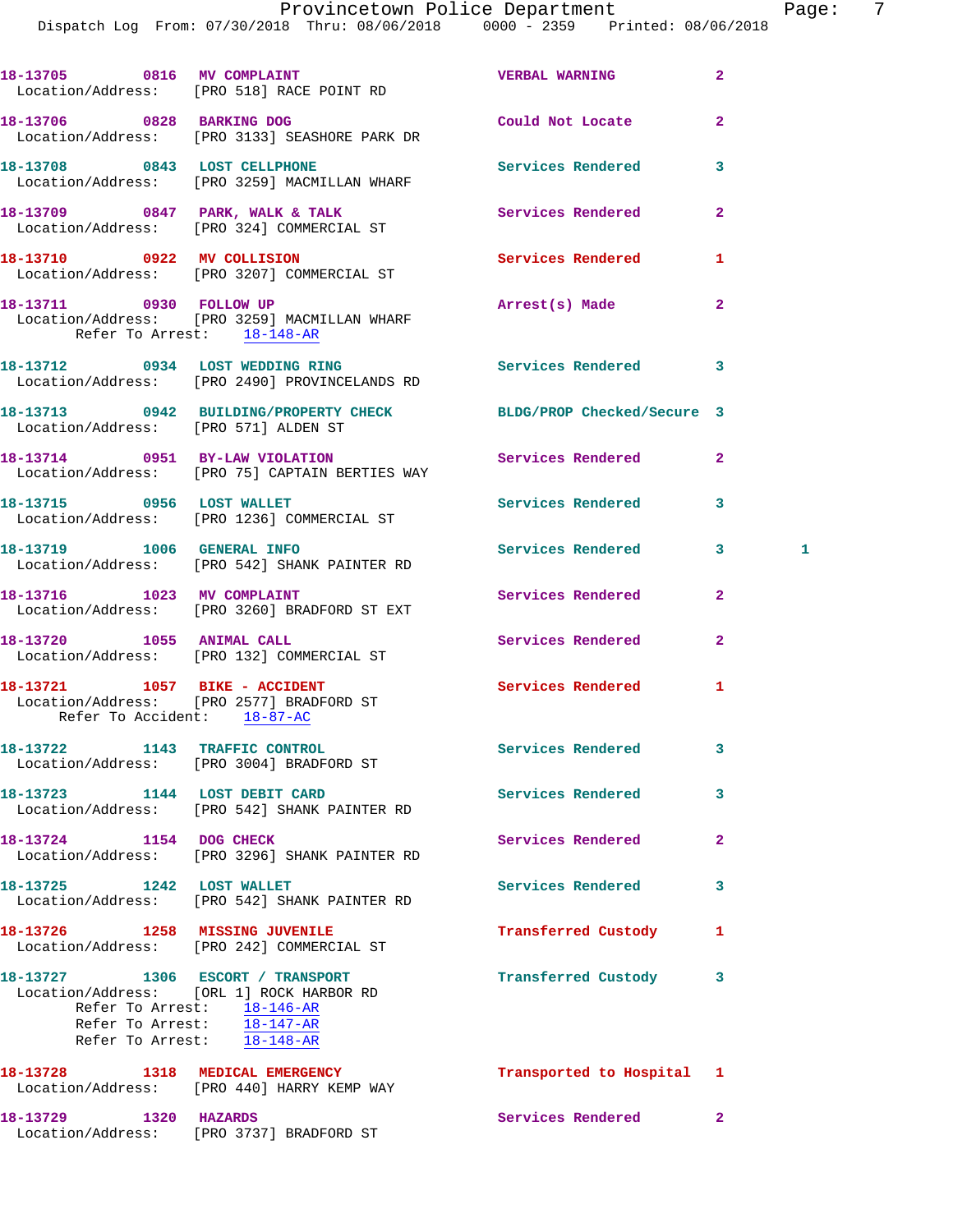18-13705 0816 MV COMPLAINT VERBAL WARNING 2
Location/Address: [PRO 518] RACE POINT RD

18-13706 0828 BARKING DOG Could Not Locate 2
Location/Address: [PRO 3133] SEASHORE PARK DR

18-13708 0843 LOST CELLPHONE Services Rendered 3
Location/Address: [PRO 3259] MACMILLAN WHARF

18-13709 0847 PARK, WALK & TALK Services Rendered 2
Location/Address: [PRO 324] COMMERCIAL ST

18-13710 0922 MV COLLISION Services Rendered 1
Location/Address: [PRO 3207] COMMERCIAL ST

18-13711 0930 FOLLOW UP Arrest(s) Made 2
Location/Address: [PRO 3259] MACMILLAN WHARF
Refer To Arrest: 18-148-AR

18-13712 0934 LOST WEDDING RING Services Rendered 3
Location/Address: [PRO 2490] PROVINCELANDS RD

18-13713 0942 BUILDING/PROPERTY CHECK BLDG/PROP Checked/Secure 3
Location/Address: [PRO 571] ALDEN ST

18-13714 0951 BY-LAW VIOLATION Services Rendered 2
Location/Address: [PRO 75] CAPTAIN BERTIES WAY

18-13715 0956 LOST WALLET Services Rendered 3
Location/Address: [PRO 1236] COMMERCIAL ST

18-13719 1006 GENERAL INFO Services Rendered 3 1
Location/Address: [PRO 542] SHANK PAINTER RD

18-13716 1023 MV COMPLAINT Services Rendered 2
Location/Address: [PRO 3260] BRADFORD ST EXT

18-13720 1055 ANIMAL CALL Services Rendered 2
Location/Address: [PRO 132] COMMERCIAL ST

18-13721 1057 BIKE - ACCIDENT Services Rendered 1
Location/Address: [PRO 2577] BRADFORD ST
Refer To Accident: 18-87-AC

18-13722 1143 TRAFFIC CONTROL Services Rendered 3
Location/Address: [PRO 3004] BRADFORD ST

18-13723 1144 LOST DEBIT CARD Services Rendered 3
Location/Address: [PRO 542] SHANK PAINTER RD

18-13724 1154 DOG CHECK Services Rendered 2
Location/Address: [PRO 3296] SHANK PAINTER RD

18-13725 1242 LOST WALLET Services Rendered 3
Location/Address: [PRO 542] SHANK PAINTER RD

18-13726 1258 MISSING JUVENILE Transferred Custody 1
Location/Address: [PRO 242] COMMERCIAL ST

18-13727 1306 ESCORT / TRANSPORT Transferred Custody 3
Location/Address: [ORL 1] ROCK HARBOR RD
Refer To Arrest: 18-146-AR
Refer To Arrest: 18-147-AR
Refer To Arrest: 18-148-AR

18-13728 1318 MEDICAL EMERGENCY Transported to Hospital 1
Location/Address: [PRO 440] HARRY KEMP WAY

18-13729 1320 HAZARDS Services Rendered 2
Location/Address: [PRO 3737] BRADFORD ST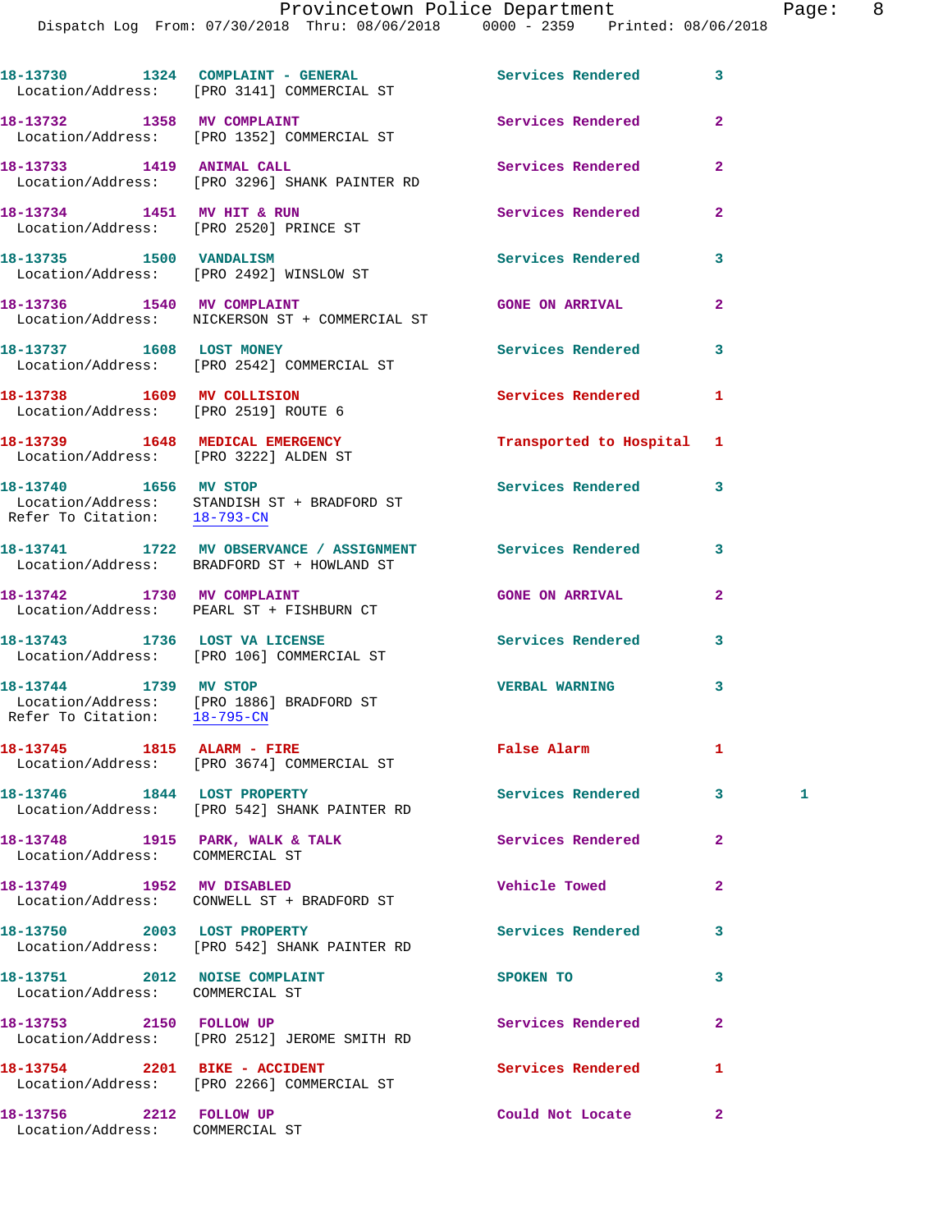18-13730 1324 COMPLAINT - GENERAL Services Rendered 3
Location/Address: [PRO 3141] COMMERCIAL ST

18-13732 1358 MV COMPLAINT Services Rendered 2
Location/Address: [PRO 1352] COMMERCIAL ST

18-13733 1419 ANIMAL CALL Services Rendered 2
Location/Address: [PRO 3296] SHANK PAINTER RD

18-13734 1451 MV HIT & RUN Services Rendered 2
Location/Address: [PRO 2520] PRINCE ST

18-13735 1500 VANDALISM Services Rendered 3
Location/Address: [PRO 2492] WINSLOW ST

18-13736 1540 MV COMPLAINT GONE ON ARRIVAL 2
Location/Address: NICKERSON ST + COMMERCIAL ST

18-13737 1608 LOST MONEY Services Rendered 3
Location/Address: [PRO 2542] COMMERCIAL ST

18-13738 1609 MV COLLISION Services Rendered 1
Location/Address: [PRO 2519] ROUTE 6

18-13739 1648 MEDICAL EMERGENCY Transported to Hospital 1
Location/Address: [PRO 3222] ALDEN ST

18-13740 1656 MV STOP Services Rendered 3
Location/Address: STANDISH ST + BRADFORD ST
Refer To Citation: 18-793-CN

18-13741 1722 MV OBSERVANCE / ASSIGNMENT Services Rendered 3
Location/Address: BRADFORD ST + HOWLAND ST

18-13742 1730 MV COMPLAINT GONE ON ARRIVAL 2
Location/Address: PEARL ST + FISHBURN CT

18-13743 1736 LOST VA LICENSE Services Rendered 3
Location/Address: [PRO 106] COMMERCIAL ST

18-13744 1739 MV STOP VERBAL WARNING 3
Location/Address: [PRO 1886] BRADFORD ST
Refer To Citation: 18-795-CN

18-13745 1815 ALARM - FIRE False Alarm 1
Location/Address: [PRO 3674] COMMERCIAL ST

18-13746 1844 LOST PROPERTY Services Rendered 3 1
Location/Address: [PRO 542] SHANK PAINTER RD

18-13748 1915 PARK, WALK & TALK Services Rendered 2
Location/Address: COMMERCIAL ST

18-13749 1952 MV DISABLED Vehicle Towed 2
Location/Address: CONWELL ST + BRADFORD ST

18-13750 2003 LOST PROPERTY Services Rendered 3
Location/Address: [PRO 542] SHANK PAINTER RD

18-13751 2012 NOISE COMPLAINT SPOKEN TO 3
Location/Address: COMMERCIAL ST

18-13753 2150 FOLLOW UP Services Rendered 2
Location/Address: [PRO 2512] JEROME SMITH RD

18-13754 2201 BIKE - ACCIDENT Services Rendered 1
Location/Address: [PRO 2266] COMMERCIAL ST

18-13756 2212 FOLLOW UP Could Not Locate 2
Location/Address: COMMERCIAL ST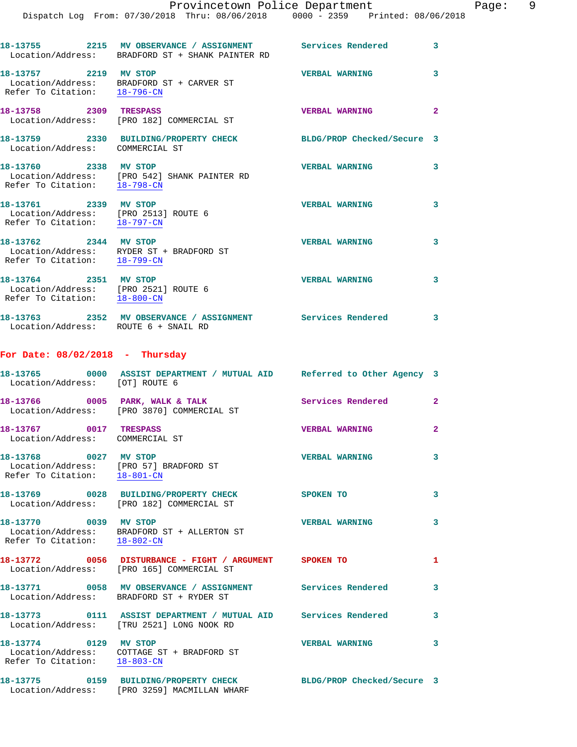18-13755 2215 **MV OBSERVANCE / ASSIGNMENT** Services Rendered 3
Location/Address: BRADFORD ST + SHANK PAINTER RD

18-13757 2219 **MV STOP** VERBAL WARNING 3
Location/Address: BRADFORD ST + CARVER ST
Refer To Citation: 18-796-CN

18-13758 2309 **TRESPASS** VERBAL WARNING 2
Location/Address: [PRO 182] COMMERCIAL ST

18-13759 2330 **BUILDING/PROPERTY CHECK** BLDG/PROP Checked/Secure 3
Location/Address: COMMERCIAL ST

18-13760 2338 **MV STOP** VERBAL WARNING 3
Location/Address: [PRO 542] SHANK PAINTER RD
Refer To Citation: 18-798-CN

18-13761 2339 **MV STOP** VERBAL WARNING 3
Location/Address: [PRO 2513] ROUTE 6
Refer To Citation: 18-797-CN

18-13762 2344 **MV STOP** VERBAL WARNING 3
Location/Address: RYDER ST + BRADFORD ST
Refer To Citation: 18-799-CN

18-13764 2351 **MV STOP** VERBAL WARNING 3
Location/Address: [PRO 2521] ROUTE 6
Refer To Citation: 18-800-CN

18-13763 2352 **MV OBSERVANCE / ASSIGNMENT** Services Rendered 3
Location/Address: ROUTE 6 + SNAIL RD

## For Date: 08/02/2018 - Thursday

18-13765 0000 **ASSIST DEPARTMENT / MUTUAL AID** Referred to Other Agency 3
Location/Address: [OT] ROUTE 6

18-13766 0005 **PARK, WALK & TALK** Services Rendered 2
Location/Address: [PRO 3870] COMMERCIAL ST

18-13767 0017 **TRESPASS** VERBAL WARNING 2
Location/Address: COMMERCIAL ST

18-13768 0027 **MV STOP** VERBAL WARNING 3
Location/Address: [PRO 57] BRADFORD ST
Refer To Citation: 18-801-CN

18-13769 0028 **BUILDING/PROPERTY CHECK** SPOKEN TO 3
Location/Address: [PRO 182] COMMERCIAL ST

18-13770 0039 **MV STOP** VERBAL WARNING 3
Location/Address: BRADFORD ST + ALLERTON ST
Refer To Citation: 18-802-CN

18-13772 0056 **DISTURBANCE - FIGHT / ARGUMENT** SPOKEN TO 1
Location/Address: [PRO 165] COMMERCIAL ST

18-13771 0058 **MV OBSERVANCE / ASSIGNMENT** Services Rendered 3
Location/Address: BRADFORD ST + RYDER ST

18-13773 0111 **ASSIST DEPARTMENT / MUTUAL AID** Services Rendered 3
Location/Address: [TRU 2521] LONG NOOK RD

18-13774 0129 **MV STOP** VERBAL WARNING 3
Location/Address: COTTAGE ST + BRADFORD ST
Refer To Citation: 18-803-CN

18-13775 0159 **BUILDING/PROPERTY CHECK** BLDG/PROP Checked/Secure 3
Location/Address: [PRO 3259] MACMILLAN WHARF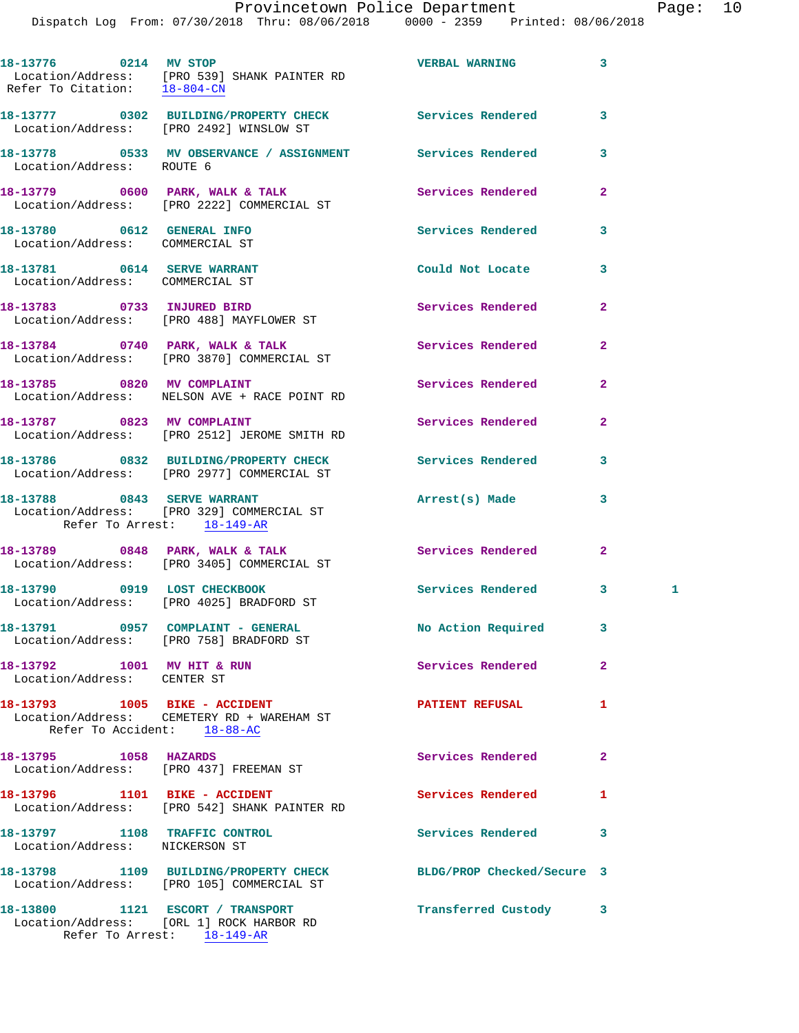18-13776 0214 MV STOP VERBAL WARNING 3
Location/Address: [PRO 539] SHANK PAINTER RD
Refer To Citation: 18-804-CN

18-13777 0302 BUILDING/PROPERTY CHECK Services Rendered 3
Location/Address: [PRO 2492] WINSLOW ST

18-13778 0533 MV OBSERVANCE / ASSIGNMENT Services Rendered 3
Location/Address: ROUTE 6

18-13779 0600 PARK, WALK & TALK Services Rendered 2
Location/Address: [PRO 2222] COMMERCIAL ST

18-13780 0612 GENERAL INFO Services Rendered 3
Location/Address: COMMERCIAL ST

18-13781 0614 SERVE WARRANT Could Not Locate 3
Location/Address: COMMERCIAL ST

18-13783 0733 INJURED BIRD Services Rendered 2
Location/Address: [PRO 488] MAYFLOWER ST

18-13784 0740 PARK, WALK & TALK Services Rendered 2
Location/Address: [PRO 3870] COMMERCIAL ST

18-13785 0820 MV COMPLAINT Services Rendered 2
Location/Address: NELSON AVE + RACE POINT RD

18-13787 0823 MV COMPLAINT Services Rendered 2
Location/Address: [PRO 2512] JEROME SMITH RD

18-13786 0832 BUILDING/PROPERTY CHECK Services Rendered 3
Location/Address: [PRO 2977] COMMERCIAL ST

18-13788 0843 SERVE WARRANT Arrest(s) Made 3
Location/Address: [PRO 329] COMMERCIAL ST
Refer To Arrest: 18-149-AR

18-13789 0848 PARK, WALK & TALK Services Rendered 2
Location/Address: [PRO 3405] COMMERCIAL ST

18-13790 0919 LOST CHECKBOOK Services Rendered 3 1
Location/Address: [PRO 4025] BRADFORD ST

18-13791 0957 COMPLAINT - GENERAL No Action Required 3
Location/Address: [PRO 758] BRADFORD ST

18-13792 1001 MV HIT & RUN Services Rendered 2
Location/Address: CENTER ST

18-13793 1005 BIKE - ACCIDENT PATIENT REFUSAL 1
Location/Address: CEMETERY RD + WAREHAM ST
Refer To Accident: 18-88-AC

18-13795 1058 HAZARDS Services Rendered 2
Location/Address: [PRO 437] FREEMAN ST

18-13796 1101 BIKE - ACCIDENT Services Rendered 1
Location/Address: [PRO 542] SHANK PAINTER RD

18-13797 1108 TRAFFIC CONTROL Services Rendered 3
Location/Address: NICKERSON ST

18-13798 1109 BUILDING/PROPERTY CHECK BLDG/PROP Checked/Secure 3
Location/Address: [PRO 105] COMMERCIAL ST

18-13800 1121 ESCORT / TRANSPORT Transferred Custody 3
Location/Address: [ORL 1] ROCK HARBOR RD
Refer To Arrest: 18-149-AR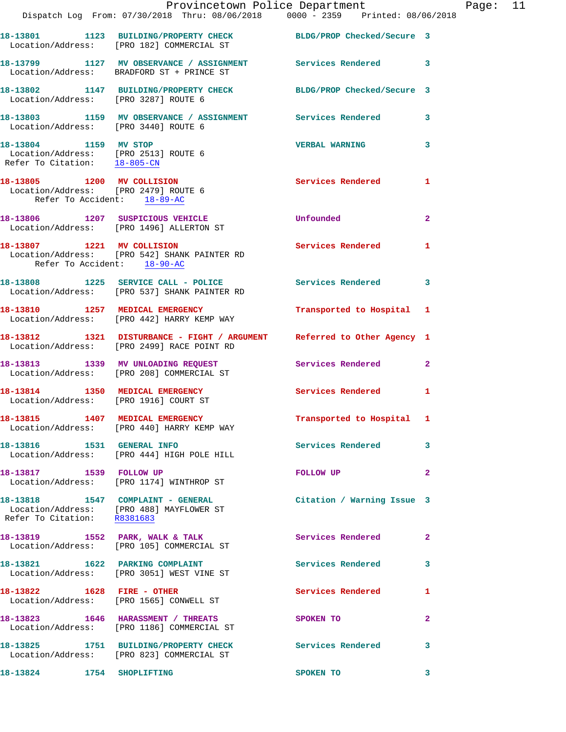18-13801 1123 BUILDING/PROPERTY CHECK BLDG/PROP Checked/Secure 3
Location/Address: [PRO 182] COMMERCIAL ST

18-13799 1127 MV OBSERVANCE / ASSIGNMENT Services Rendered 3
Location/Address: BRADFORD ST + PRINCE ST

18-13802 1147 BUILDING/PROPERTY CHECK BLDG/PROP Checked/Secure 3
Location/Address: [PRO 3287] ROUTE 6

18-13803 1159 MV OBSERVANCE / ASSIGNMENT Services Rendered 3
Location/Address: [PRO 3440] ROUTE 6

18-13804 1159 MV STOP VERBAL WARNING 3
Location/Address: [PRO 2513] ROUTE 6
Refer To Citation: 18-805-CN

18-13805 1200 MV COLLISION Services Rendered 1
Location/Address: [PRO 2479] ROUTE 6
Refer To Accident: 18-89-AC

18-13806 1207 SUSPICIOUS VEHICLE Unfounded 2
Location/Address: [PRO 1496] ALLERTON ST

18-13807 1221 MV COLLISION Services Rendered 1
Location/Address: [PRO 542] SHANK PAINTER RD
Refer To Accident: 18-90-AC

18-13808 1225 SERVICE CALL - POLICE Services Rendered 3
Location/Address: [PRO 537] SHANK PAINTER RD

18-13810 1257 MEDICAL EMERGENCY Transported to Hospital 1
Location/Address: [PRO 442] HARRY KEMP WAY

18-13812 1321 DISTURBANCE - FIGHT / ARGUMENT Referred to Other Agency 1
Location/Address: [PRO 2499] RACE POINT RD

18-13813 1339 MV UNLOADING REQUEST Services Rendered 2
Location/Address: [PRO 208] COMMERCIAL ST

18-13814 1350 MEDICAL EMERGENCY Services Rendered 1
Location/Address: [PRO 1916] COURT ST

18-13815 1407 MEDICAL EMERGENCY Transported to Hospital 1
Location/Address: [PRO 440] HARRY KEMP WAY

18-13816 1531 GENERAL INFO Services Rendered 3
Location/Address: [PRO 444] HIGH POLE HILL

18-13817 1539 FOLLOW UP FOLLOW UP 2
Location/Address: [PRO 1174] WINTHROP ST

18-13818 1547 COMPLAINT - GENERAL Citation / Warning Issue 3
Location/Address: [PRO 488] MAYFLOWER ST
Refer To Citation: R8381683

18-13819 1552 PARK, WALK & TALK Services Rendered 2
Location/Address: [PRO 105] COMMERCIAL ST

18-13821 1622 PARKING COMPLAINT Services Rendered 3
Location/Address: [PRO 3051] WEST VINE ST

18-13822 1628 FIRE - OTHER Services Rendered 1
Location/Address: [PRO 1565] CONWELL ST

18-13823 1646 HARASSMENT / THREATS SPOKEN TO 2
Location/Address: [PRO 1186] COMMERCIAL ST

18-13825 1751 BUILDING/PROPERTY CHECK Services Rendered 3
Location/Address: [PRO 823] COMMERCIAL ST

18-13824 1754 SHOPLIFTING SPOKEN TO 3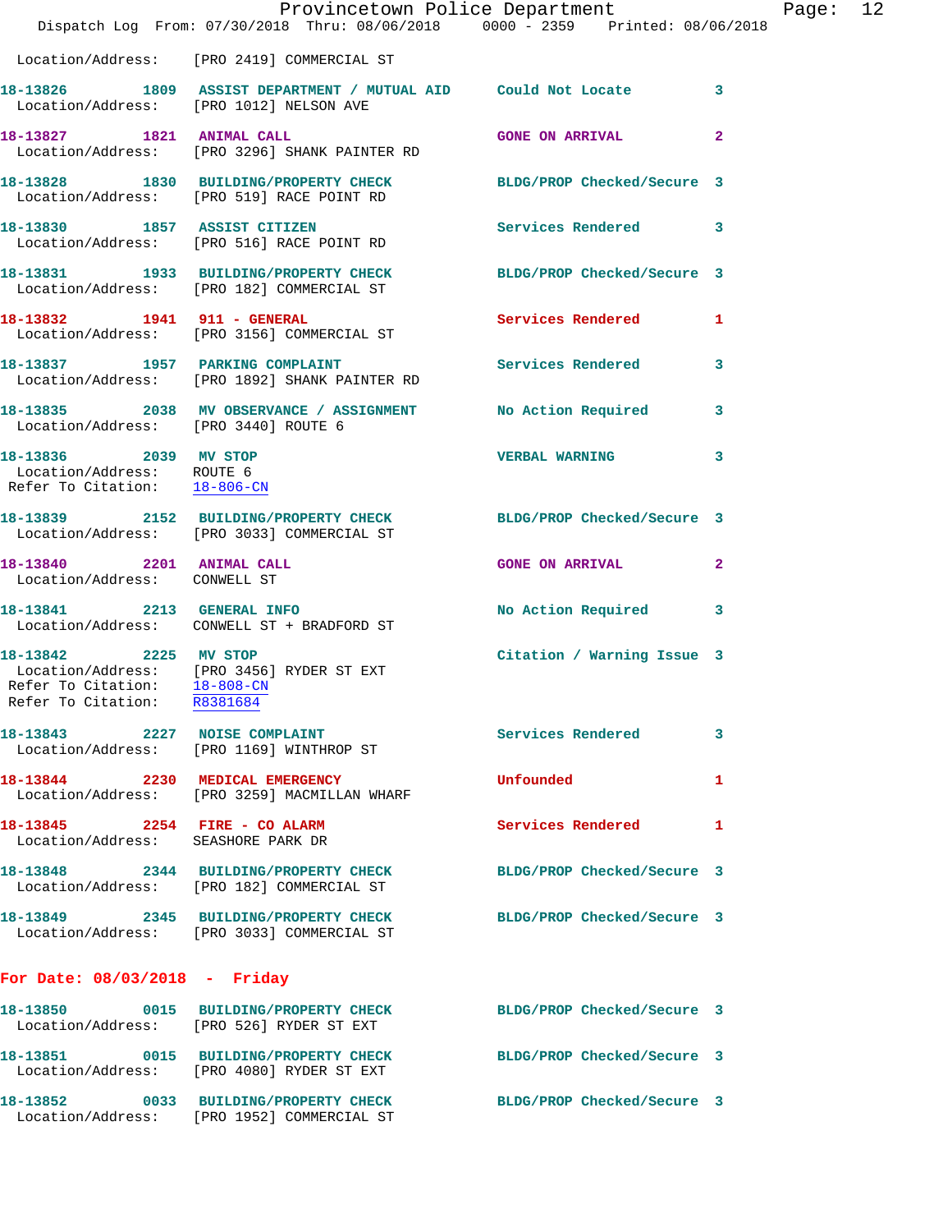Location/Address: [PRO 2419] COMMERCIAL ST

**18-13826 1809 ASSIST DEPARTMENT / MUTUAL AID** Could Not Locate 3
Location/Address: [PRO 1012] NELSON AVE

**18-13827 1821 ANIMAL CALL** GONE ON ARRIVAL 2
Location/Address: [PRO 3296] SHANK PAINTER RD

**18-13828 1830 BUILDING/PROPERTY CHECK** BLDG/PROP Checked/Secure 3
Location/Address: [PRO 519] RACE POINT RD

**18-13830 1857 ASSIST CITIZEN** Services Rendered 3
Location/Address: [PRO 516] RACE POINT RD

**18-13831 1933 BUILDING/PROPERTY CHECK** BLDG/PROP Checked/Secure 3
Location/Address: [PRO 182] COMMERCIAL ST

**18-13832 1941 911 - GENERAL** Services Rendered 1
Location/Address: [PRO 3156] COMMERCIAL ST

**18-13837 1957 PARKING COMPLAINT** Services Rendered 3
Location/Address: [PRO 1892] SHANK PAINTER RD

**18-13835 2038 MV OBSERVANCE / ASSIGNMENT** No Action Required 3
Location/Address: [PRO 3440] ROUTE 6

**18-13836 2039 MV STOP** VERBAL WARNING 3
Location/Address: ROUTE 6
Refer To Citation: 18-806-CN

**18-13839 2152 BUILDING/PROPERTY CHECK** BLDG/PROP Checked/Secure 3
Location/Address: [PRO 3033] COMMERCIAL ST

**18-13840 2201 ANIMAL CALL** GONE ON ARRIVAL 2
Location/Address: CONWELL ST

**18-13841 2213 GENERAL INFO** No Action Required 3
Location/Address: CONWELL ST + BRADFORD ST

**18-13842 2225 MV STOP** Citation / Warning Issue 3
Location/Address: [PRO 3456] RYDER ST EXT
Refer To Citation: 18-808-CN
Refer To Citation: R8381684

**18-13843 2227 NOISE COMPLAINT** Services Rendered 3
Location/Address: [PRO 1169] WINTHROP ST

**18-13844 2230 MEDICAL EMERGENCY** Unfounded 1
Location/Address: [PRO 3259] MACMILLAN WHARF

**18-13845 2254 FIRE - CO ALARM** Services Rendered 1
Location/Address: SEASHORE PARK DR

**18-13848 2344 BUILDING/PROPERTY CHECK** BLDG/PROP Checked/Secure 3
Location/Address: [PRO 182] COMMERCIAL ST

**18-13849 2345 BUILDING/PROPERTY CHECK** BLDG/PROP Checked/Secure 3
Location/Address: [PRO 3033] COMMERCIAL ST

## For Date: 08/03/2018 - Friday

**18-13850 0015 BUILDING/PROPERTY CHECK** BLDG/PROP Checked/Secure 3
Location/Address: [PRO 526] RYDER ST EXT

**18-13851 0015 BUILDING/PROPERTY CHECK** BLDG/PROP Checked/Secure 3
Location/Address: [PRO 4080] RYDER ST EXT

**18-13852 0033 BUILDING/PROPERTY CHECK** BLDG/PROP Checked/Secure 3
Location/Address: [PRO 1952] COMMERCIAL ST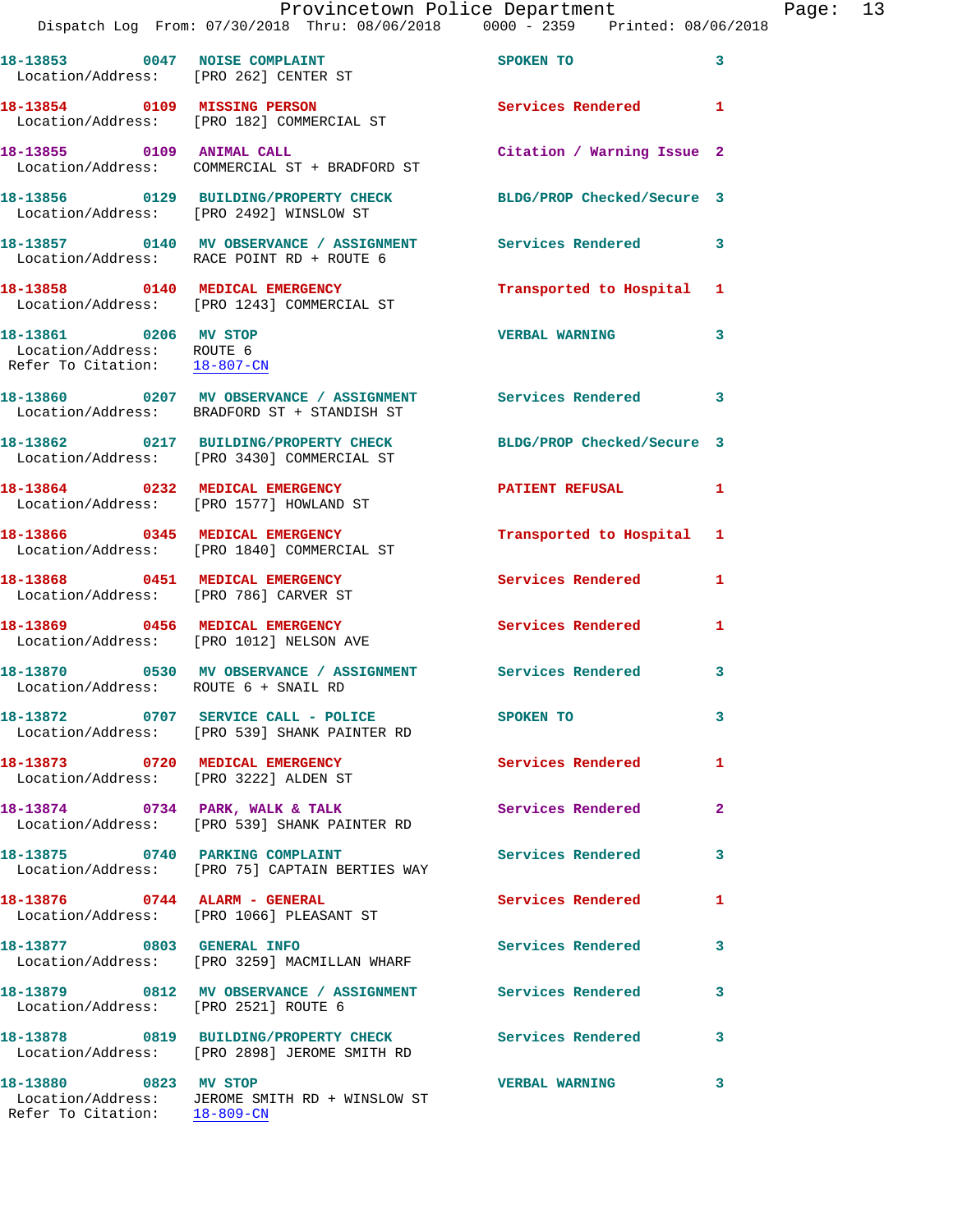| Call # | Time | Call Type | Disposition | Priority |
|---|---|---|---|---|
| 18-13853 | 0047 | NOISE COMPLAINT | SPOKEN TO | 3 |
| | | Location/Address: [PRO 262] CENTER ST | | |
| 18-13854 | 0109 | MISSING PERSON | Services Rendered | 1 |
| | | Location/Address: [PRO 182] COMMERCIAL ST | | |
| 18-13855 | 0109 | ANIMAL CALL | Citation / Warning Issue | 2 |
| | | Location/Address: COMMERCIAL ST + BRADFORD ST | | |
| 18-13856 | 0129 | BUILDING/PROPERTY CHECK | BLDG/PROP Checked/Secure | 3 |
| | | Location/Address: [PRO 2492] WINSLOW ST | | |
| 18-13857 | 0140 | MV OBSERVANCE / ASSIGNMENT | Services Rendered | 3 |
| | | Location/Address: RACE POINT RD + ROUTE 6 | | |
| 18-13858 | 0140 | MEDICAL EMERGENCY | Transported to Hospital | 1 |
| | | Location/Address: [PRO 1243] COMMERCIAL ST | | |
| 18-13861 | 0206 | MV STOP | VERBAL WARNING | 3 |
| | | Location/Address: ROUTE 6 | | |
| | | Refer To Citation: 18-807-CN | | |
| 18-13860 | 0207 | MV OBSERVANCE / ASSIGNMENT | Services Rendered | 3 |
| | | Location/Address: BRADFORD ST + STANDISH ST | | |
| 18-13862 | 0217 | BUILDING/PROPERTY CHECK | BLDG/PROP Checked/Secure | 3 |
| | | Location/Address: [PRO 3430] COMMERCIAL ST | | |
| 18-13864 | 0232 | MEDICAL EMERGENCY | PATIENT REFUSAL | 1 |
| | | Location/Address: [PRO 1577] HOWLAND ST | | |
| 18-13866 | 0345 | MEDICAL EMERGENCY | Transported to Hospital | 1 |
| | | Location/Address: [PRO 1840] COMMERCIAL ST | | |
| 18-13868 | 0451 | MEDICAL EMERGENCY | Services Rendered | 1 |
| | | Location/Address: [PRO 786] CARVER ST | | |
| 18-13869 | 0456 | MEDICAL EMERGENCY | Services Rendered | 1 |
| | | Location/Address: [PRO 1012] NELSON AVE | | |
| 18-13870 | 0530 | MV OBSERVANCE / ASSIGNMENT | Services Rendered | 3 |
| | | Location/Address: ROUTE 6 + SNAIL RD | | |
| 18-13872 | 0707 | SERVICE CALL - POLICE | SPOKEN TO | 3 |
| | | Location/Address: [PRO 539] SHANK PAINTER RD | | |
| 18-13873 | 0720 | MEDICAL EMERGENCY | Services Rendered | 1 |
| | | Location/Address: [PRO 3222] ALDEN ST | | |
| 18-13874 | 0734 | PARK, WALK & TALK | Services Rendered | 2 |
| | | Location/Address: [PRO 539] SHANK PAINTER RD | | |
| 18-13875 | 0740 | PARKING COMPLAINT | Services Rendered | 3 |
| | | Location/Address: [PRO 75] CAPTAIN BERTIES WAY | | |
| 18-13876 | 0744 | ALARM - GENERAL | Services Rendered | 1 |
| | | Location/Address: [PRO 1066] PLEASANT ST | | |
| 18-13877 | 0803 | GENERAL INFO | Services Rendered | 3 |
| | | Location/Address: [PRO 3259] MACMILLAN WHARF | | |
| 18-13879 | 0812 | MV OBSERVANCE / ASSIGNMENT | Services Rendered | 3 |
| | | Location/Address: [PRO 2521] ROUTE 6 | | |
| 18-13878 | 0819 | BUILDING/PROPERTY CHECK | Services Rendered | 3 |
| | | Location/Address: [PRO 2898] JEROME SMITH RD | | |
| 18-13880 | 0823 | MV STOP | VERBAL WARNING | 3 |
| | | Location/Address: JEROME SMITH RD + WINSLOW ST | | |
| | | Refer To Citation: 18-809-CN | | |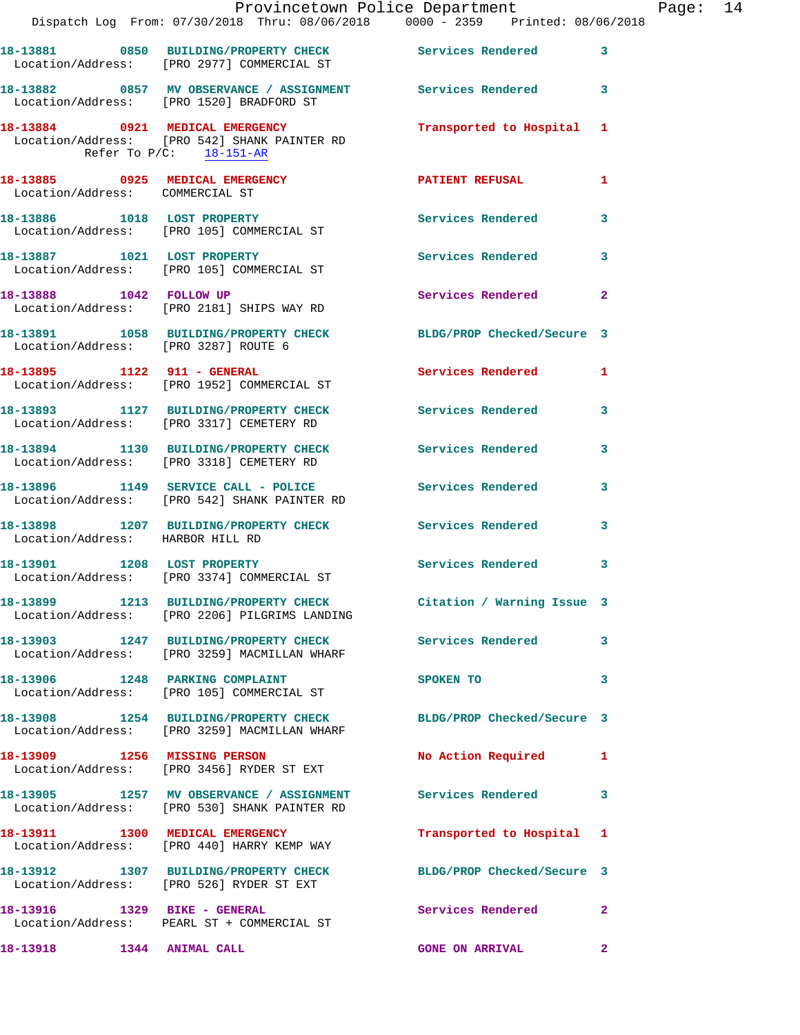18-13881 0850 BUILDING/PROPERTY CHECK Services Rendered 3
Location/Address: [PRO 2977] COMMERCIAL ST

18-13882 0857 MV OBSERVANCE / ASSIGNMENT Services Rendered 3
Location/Address: [PRO 1520] BRADFORD ST

18-13884 0921 MEDICAL EMERGENCY Transported to Hospital 1
Location/Address: [PRO 542] SHANK PAINTER RD
Refer To P/C: 18-151-AR

18-13885 0925 MEDICAL EMERGENCY PATIENT REFUSAL 1
Location/Address: COMMERCIAL ST

18-13886 1018 LOST PROPERTY Services Rendered 3
Location/Address: [PRO 105] COMMERCIAL ST

18-13887 1021 LOST PROPERTY Services Rendered 3
Location/Address: [PRO 105] COMMERCIAL ST

18-13888 1042 FOLLOW UP Services Rendered 2
Location/Address: [PRO 2181] SHIPS WAY RD

18-13891 1058 BUILDING/PROPERTY CHECK BLDG/PROP Checked/Secure 3
Location/Address: [PRO 3287] ROUTE 6

18-13895 1122 911 - GENERAL Services Rendered 1
Location/Address: [PRO 1952] COMMERCIAL ST

18-13893 1127 BUILDING/PROPERTY CHECK Services Rendered 3
Location/Address: [PRO 3317] CEMETERY RD

18-13894 1130 BUILDING/PROPERTY CHECK Services Rendered 3
Location/Address: [PRO 3318] CEMETERY RD

18-13896 1149 SERVICE CALL - POLICE Services Rendered 3
Location/Address: [PRO 542] SHANK PAINTER RD

18-13898 1207 BUILDING/PROPERTY CHECK Services Rendered 3
Location/Address: HARBOR HILL RD

18-13901 1208 LOST PROPERTY Services Rendered 3
Location/Address: [PRO 3374] COMMERCIAL ST

18-13899 1213 BUILDING/PROPERTY CHECK Citation / Warning Issue 3
Location/Address: [PRO 2206] PILGRIMS LANDING

18-13903 1247 BUILDING/PROPERTY CHECK Services Rendered 3
Location/Address: [PRO 3259] MACMILLAN WHARF

18-13906 1248 PARKING COMPLAINT SPOKEN TO 3
Location/Address: [PRO 105] COMMERCIAL ST

18-13908 1254 BUILDING/PROPERTY CHECK BLDG/PROP Checked/Secure 3
Location/Address: [PRO 3259] MACMILLAN WHARF

18-13909 1256 MISSING PERSON No Action Required 1
Location/Address: [PRO 3456] RYDER ST EXT

18-13905 1257 MV OBSERVANCE / ASSIGNMENT Services Rendered 3
Location/Address: [PRO 530] SHANK PAINTER RD

18-13911 1300 MEDICAL EMERGENCY Transported to Hospital 1
Location/Address: [PRO 440] HARRY KEMP WAY

18-13912 1307 BUILDING/PROPERTY CHECK BLDG/PROP Checked/Secure 3
Location/Address: [PRO 526] RYDER ST EXT

18-13916 1329 BIKE - GENERAL Services Rendered 2
Location/Address: PEARL ST + COMMERCIAL ST

18-13918 1344 ANIMAL CALL GONE ON ARRIVAL 2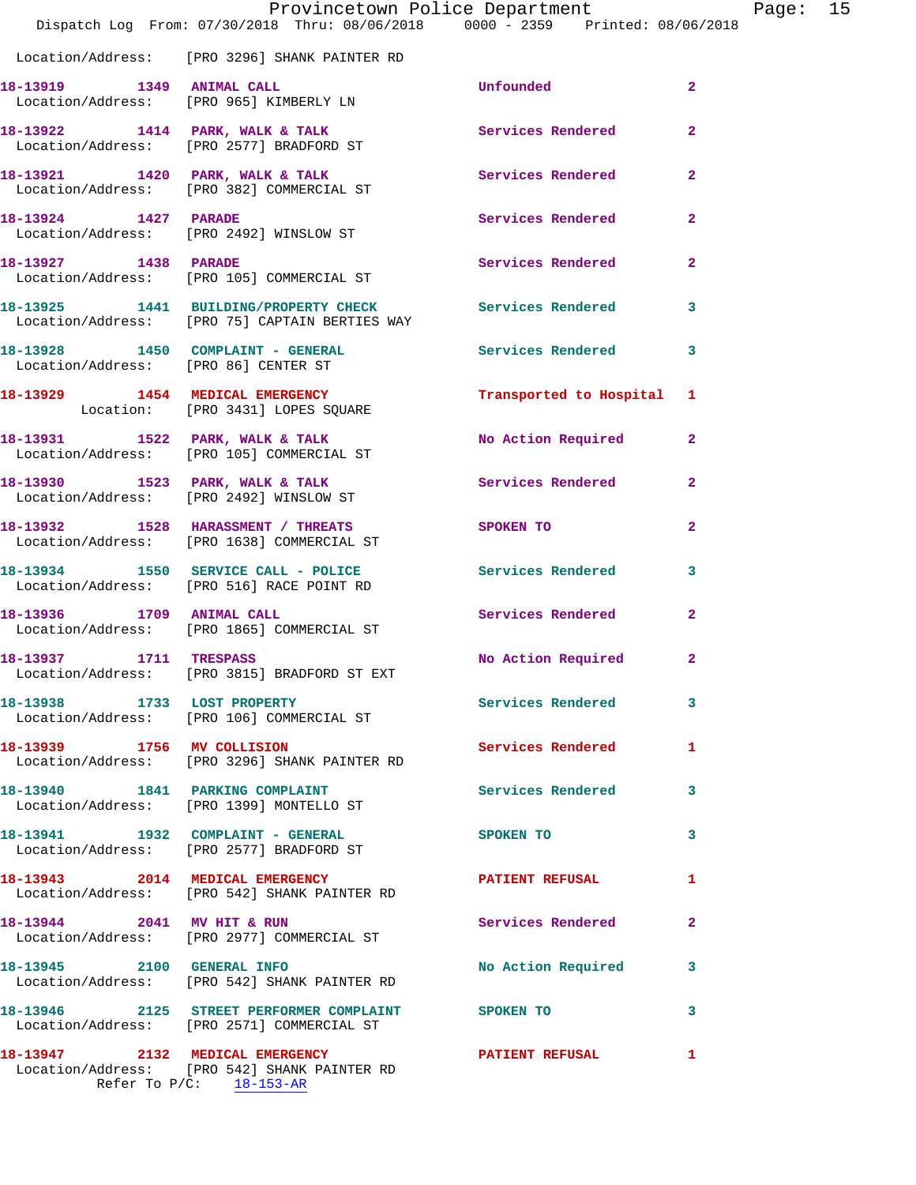Location/Address: [PRO 3296] SHANK PAINTER RD

| Call Number | Time | Call Reason | Action | Priority |
|---|---|---|---|---|
| 18-13919 | 1349 | ANIMAL CALL | Unfounded | 2 |
| | | Location/Address: [PRO 965] KIMBERLY LN | | |
| 18-13922 | 1414 | PARK, WALK & TALK | Services Rendered | 2 |
| | | Location/Address: [PRO 2577] BRADFORD ST | | |
| 18-13921 | 1420 | PARK, WALK & TALK | Services Rendered | 2 |
| | | Location/Address: [PRO 382] COMMERCIAL ST | | |
| 18-13924 | 1427 | PARADE | Services Rendered | 2 |
| | | Location/Address: [PRO 2492] WINSLOW ST | | |
| 18-13927 | 1438 | PARADE | Services Rendered | 2 |
| | | Location/Address: [PRO 105] COMMERCIAL ST | | |
| 18-13925 | 1441 | BUILDING/PROPERTY CHECK | Services Rendered | 3 |
| | | Location/Address: [PRO 75] CAPTAIN BERTIES WAY | | |
| 18-13928 | 1450 | COMPLAINT - GENERAL | Services Rendered | 3 |
| | | Location/Address: [PRO 86] CENTER ST | | |
| 18-13929 | 1454 | MEDICAL EMERGENCY | Transported to Hospital | 1 |
| | | Location: [PRO 3431] LOPES SQUARE | | |
| 18-13931 | 1522 | PARK, WALK & TALK | No Action Required | 2 |
| | | Location/Address: [PRO 105] COMMERCIAL ST | | |
| 18-13930 | 1523 | PARK, WALK & TALK | Services Rendered | 2 |
| | | Location/Address: [PRO 2492] WINSLOW ST | | |
| 18-13932 | 1528 | HARASSMENT / THREATS | SPOKEN TO | 2 |
| | | Location/Address: [PRO 1638] COMMERCIAL ST | | |
| 18-13934 | 1550 | SERVICE CALL - POLICE | Services Rendered | 3 |
| | | Location/Address: [PRO 516] RACE POINT RD | | |
| 18-13936 | 1709 | ANIMAL CALL | Services Rendered | 2 |
| | | Location/Address: [PRO 1865] COMMERCIAL ST | | |
| 18-13937 | 1711 | TRESPASS | No Action Required | 2 |
| | | Location/Address: [PRO 3815] BRADFORD ST EXT | | |
| 18-13938 | 1733 | LOST PROPERTY | Services Rendered | 3 |
| | | Location/Address: [PRO 106] COMMERCIAL ST | | |
| 18-13939 | 1756 | MV COLLISION | Services Rendered | 1 |
| | | Location/Address: [PRO 3296] SHANK PAINTER RD | | |
| 18-13940 | 1841 | PARKING COMPLAINT | Services Rendered | 3 |
| | | Location/Address: [PRO 1399] MONTELLO ST | | |
| 18-13941 | 1932 | COMPLAINT - GENERAL | SPOKEN TO | 3 |
| | | Location/Address: [PRO 2577] BRADFORD ST | | |
| 18-13943 | 2014 | MEDICAL EMERGENCY | PATIENT REFUSAL | 1 |
| | | Location/Address: [PRO 542] SHANK PAINTER RD | | |
| 18-13944 | 2041 | MV HIT & RUN | Services Rendered | 2 |
| | | Location/Address: [PRO 2977] COMMERCIAL ST | | |
| 18-13945 | 2100 | GENERAL INFO | No Action Required | 3 |
| | | Location/Address: [PRO 542] SHANK PAINTER RD | | |
| 18-13946 | 2125 | STREET PERFORMER COMPLAINT | SPOKEN TO | 3 |
| | | Location/Address: [PRO 2571] COMMERCIAL ST | | |
| 18-13947 | 2132 | MEDICAL EMERGENCY | PATIENT REFUSAL | 1 |
| | | Location/Address: [PRO 542] SHANK PAINTER RD | | |
| | | Refer To P/C: 18-153-AR | | |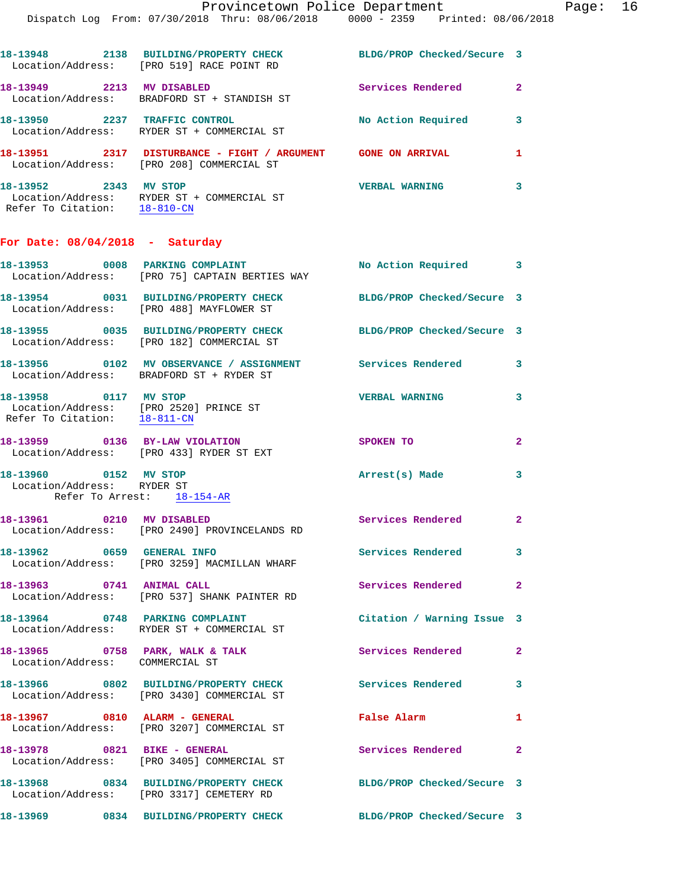18-13948 2138 **BUILDING/PROPERTY CHECK** BLDG/PROP Checked/Secure 3
Location/Address: [PRO 519] RACE POINT RD

18-13949 2213 **MV DISABLED** Services Rendered 2
Location/Address: BRADFORD ST + STANDISH ST

18-13950 2237 **TRAFFIC CONTROL** No Action Required 3
Location/Address: RYDER ST + COMMERCIAL ST

18-13951 2317 **DISTURBANCE - FIGHT / ARGUMENT** GONE ON ARRIVAL 1
Location/Address: [PRO 208] COMMERCIAL ST

18-13952 2343 **MV STOP** VERBAL WARNING 3
Location/Address: RYDER ST + COMMERCIAL ST
Refer To Citation: 18-810-CN

## For Date: 08/04/2018 - Saturday

18-13953 0008 **PARKING COMPLAINT** No Action Required 3
Location/Address: [PRO 75] CAPTAIN BERTIES WAY

18-13954 0031 **BUILDING/PROPERTY CHECK** BLDG/PROP Checked/Secure 3
Location/Address: [PRO 488] MAYFLOWER ST

18-13955 0035 **BUILDING/PROPERTY CHECK** BLDG/PROP Checked/Secure 3
Location/Address: [PRO 182] COMMERCIAL ST

18-13956 0102 **MV OBSERVANCE / ASSIGNMENT** Services Rendered 3
Location/Address: BRADFORD ST + RYDER ST

18-13958 0117 **MV STOP** VERBAL WARNING 3
Location/Address: [PRO 2520] PRINCE ST
Refer To Citation: 18-811-CN

18-13959 0136 **BY-LAW VIOLATION** SPOKEN TO 2
Location/Address: [PRO 433] RYDER ST EXT

18-13960 0152 **MV STOP** Arrest(s) Made 3
Location/Address: RYDER ST
Refer To Arrest: 18-154-AR

18-13961 0210 **MV DISABLED** Services Rendered 2
Location/Address: [PRO 2490] PROVINCELANDS RD

18-13962 0659 **GENERAL INFO** Services Rendered 3
Location/Address: [PRO 3259] MACMILLAN WHARF

18-13963 0741 **ANIMAL CALL** Services Rendered 2
Location/Address: [PRO 537] SHANK PAINTER RD

18-13964 0748 **PARKING COMPLAINT** Citation / Warning Issue 3
Location/Address: RYDER ST + COMMERCIAL ST

18-13965 0758 **PARK, WALK & TALK** Services Rendered 2
Location/Address: COMMERCIAL ST

18-13966 0802 **BUILDING/PROPERTY CHECK** Services Rendered 3
Location/Address: [PRO 3430] COMMERCIAL ST

18-13967 0810 **ALARM - GENERAL** False Alarm 1
Location/Address: [PRO 3207] COMMERCIAL ST

18-13978 0821 **BIKE - GENERAL** Services Rendered 2
Location/Address: [PRO 3405] COMMERCIAL ST

18-13968 0834 **BUILDING/PROPERTY CHECK** BLDG/PROP Checked/Secure 3
Location/Address: [PRO 3317] CEMETERY RD

18-13969 0834 **BUILDING/PROPERTY CHECK** BLDG/PROP Checked/Secure 3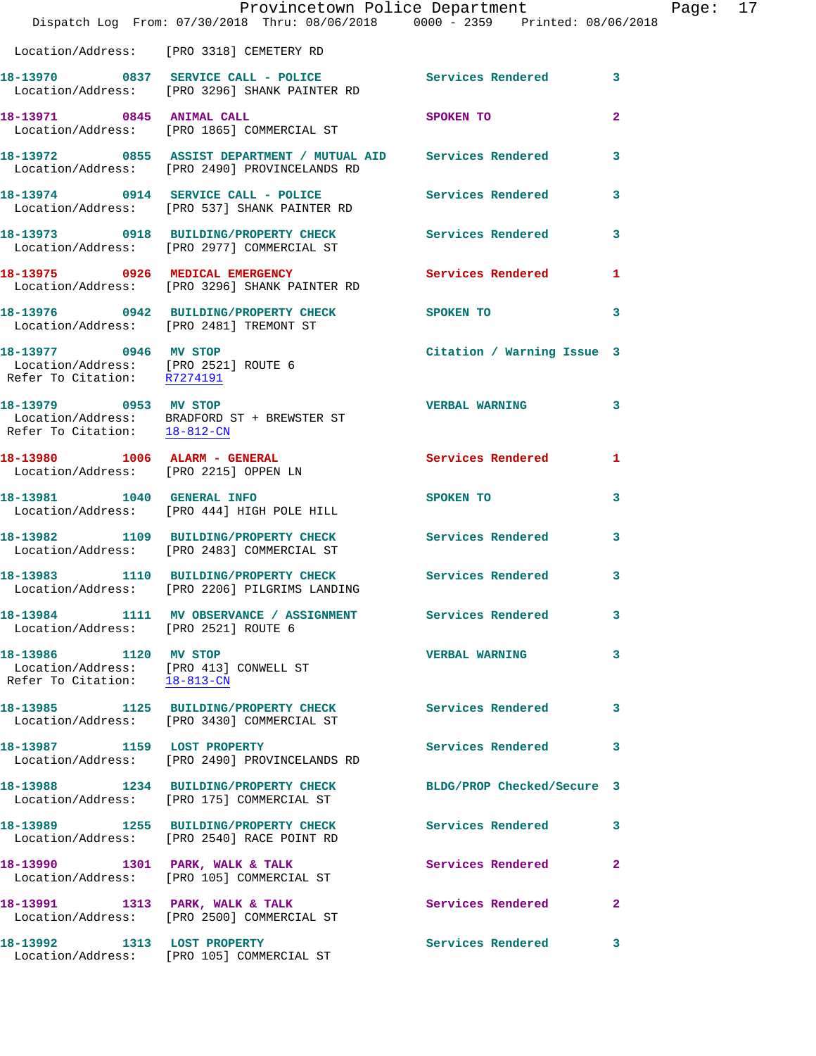Location/Address: [PRO 3318] CEMETERY RD

| Call # | Time | Call Reason | Action | Priority |
|---|---|---|---|---|
| 18-13970 | 0837 | SERVICE CALL - POLICE | Services Rendered | 3 |
| | | Location/Address: [PRO 3296] SHANK PAINTER RD | | |
| 18-13971 | 0845 | ANIMAL CALL | SPOKEN TO | 2 |
| | | Location/Address: [PRO 1865] COMMERCIAL ST | | |
| 18-13972 | 0855 | ASSIST DEPARTMENT / MUTUAL AID | Services Rendered | 3 |
| | | Location/Address: [PRO 2490] PROVINCELANDS RD | | |
| 18-13974 | 0914 | SERVICE CALL - POLICE | Services Rendered | 3 |
| | | Location/Address: [PRO 537] SHANK PAINTER RD | | |
| 18-13973 | 0918 | BUILDING/PROPERTY CHECK | Services Rendered | 3 |
| | | Location/Address: [PRO 2977] COMMERCIAL ST | | |
| 18-13975 | 0926 | MEDICAL EMERGENCY | Services Rendered | 1 |
| | | Location/Address: [PRO 3296] SHANK PAINTER RD | | |
| 18-13976 | 0942 | BUILDING/PROPERTY CHECK | SPOKEN TO | 3 |
| | | Location/Address: [PRO 2481] TREMONT ST | | |
| 18-13977 | 0946 | MV STOP | Citation / Warning Issue | 3 |
| | | Location/Address: [PRO 2521] ROUTE 6; Refer To Citation: R7274191 | | |
| 18-13979 | 0953 | MV STOP | VERBAL WARNING | 3 |
| | | Location/Address: BRADFORD ST + BREWSTER ST; Refer To Citation: 18-812-CN | | |
| 18-13980 | 1006 | ALARM - GENERAL | Services Rendered | 1 |
| | | Location/Address: [PRO 2215] OPPEN LN | | |
| 18-13981 | 1040 | GENERAL INFO | SPOKEN TO | 3 |
| | | Location/Address: [PRO 444] HIGH POLE HILL | | |
| 18-13982 | 1109 | BUILDING/PROPERTY CHECK | Services Rendered | 3 |
| | | Location/Address: [PRO 2483] COMMERCIAL ST | | |
| 18-13983 | 1110 | BUILDING/PROPERTY CHECK | Services Rendered | 3 |
| | | Location/Address: [PRO 2206] PILGRIMS LANDING | | |
| 18-13984 | 1111 | MV OBSERVANCE / ASSIGNMENT | Services Rendered | 3 |
| | | Location/Address: [PRO 2521] ROUTE 6 | | |
| 18-13986 | 1120 | MV STOP | VERBAL WARNING | 3 |
| | | Location/Address: [PRO 413] CONWELL ST; Refer To Citation: 18-813-CN | | |
| 18-13985 | 1125 | BUILDING/PROPERTY CHECK | Services Rendered | 3 |
| | | Location/Address: [PRO 3430] COMMERCIAL ST | | |
| 18-13987 | 1159 | LOST PROPERTY | Services Rendered | 3 |
| | | Location/Address: [PRO 2490] PROVINCELANDS RD | | |
| 18-13988 | 1234 | BUILDING/PROPERTY CHECK | BLDG/PROP Checked/Secure | 3 |
| | | Location/Address: [PRO 175] COMMERCIAL ST | | |
| 18-13989 | 1255 | BUILDING/PROPERTY CHECK | Services Rendered | 3 |
| | | Location/Address: [PRO 2540] RACE POINT RD | | |
| 18-13990 | 1301 | PARK, WALK & TALK | Services Rendered | 2 |
| | | Location/Address: [PRO 105] COMMERCIAL ST | | |
| 18-13991 | 1313 | PARK, WALK & TALK | Services Rendered | 2 |
| | | Location/Address: [PRO 2500] COMMERCIAL ST | | |
| 18-13992 | 1313 | LOST PROPERTY | Services Rendered | 3 |
| | | Location/Address: [PRO 105] COMMERCIAL ST | | |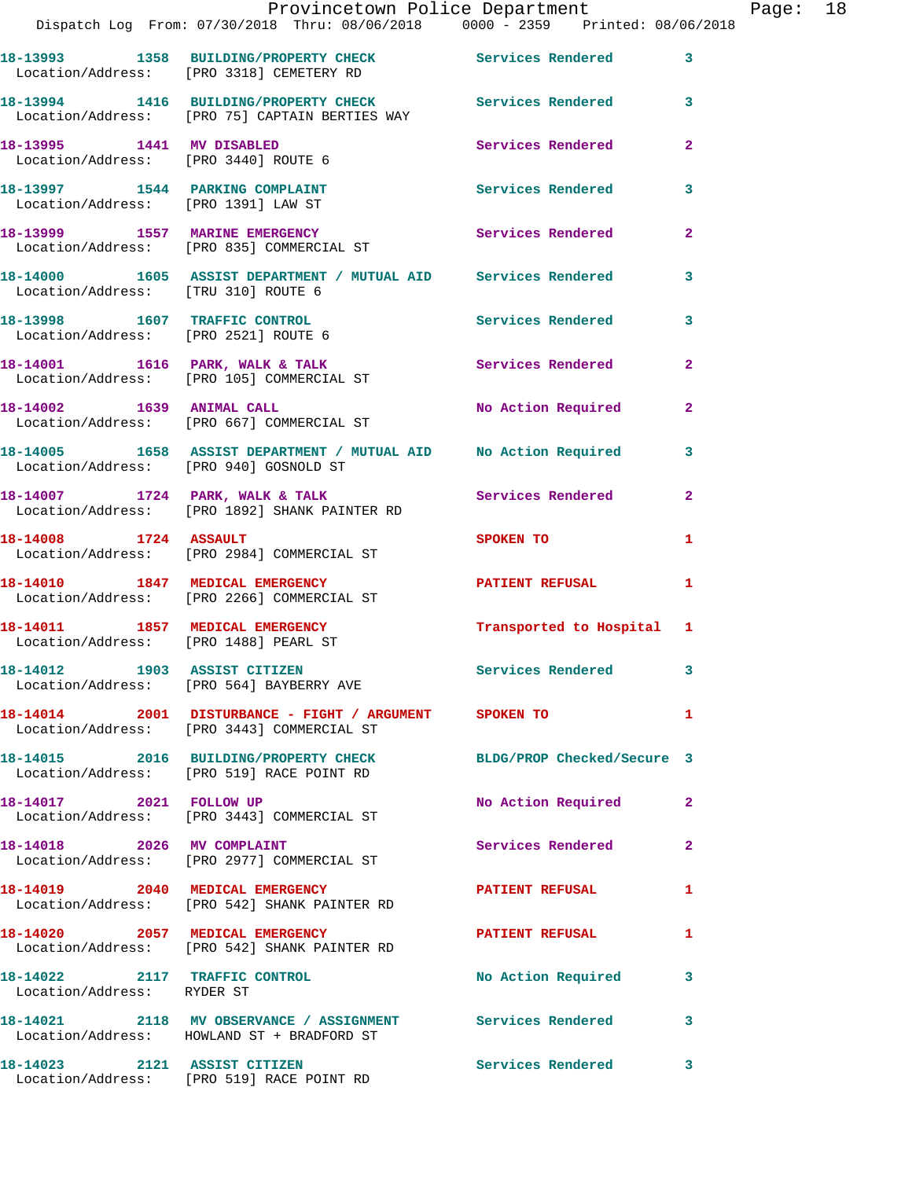| Call Number | Time | Call Reason | Action | Priority |
|---|---|---|---|---|
| 18-13993 | 1358 | BUILDING/PROPERTY CHECK | Services Rendered | 3 |
| Location/Address: | | [PRO 3318] CEMETERY RD | | |
| 18-13994 | 1416 | BUILDING/PROPERTY CHECK | Services Rendered | 3 |
| Location/Address: | | [PRO 75] CAPTAIN BERTIES WAY | | |
| 18-13995 | 1441 | MV DISABLED | Services Rendered | 2 |
| Location/Address: | | [PRO 3440] ROUTE 6 | | |
| 18-13997 | 1544 | PARKING COMPLAINT | Services Rendered | 3 |
| Location/Address: | | [PRO 1391] LAW ST | | |
| 18-13999 | 1557 | MARINE EMERGENCY | Services Rendered | 2 |
| Location/Address: | | [PRO 835] COMMERCIAL ST | | |
| 18-14000 | 1605 | ASSIST DEPARTMENT / MUTUAL AID | Services Rendered | 3 |
| Location/Address: | | [TRU 310] ROUTE 6 | | |
| 18-13998 | 1607 | TRAFFIC CONTROL | Services Rendered | 3 |
| Location/Address: | | [PRO 2521] ROUTE 6 | | |
| 18-14001 | 1616 | PARK, WALK & TALK | Services Rendered | 2 |
| Location/Address: | | [PRO 105] COMMERCIAL ST | | |
| 18-14002 | 1639 | ANIMAL CALL | No Action Required | 2 |
| Location/Address: | | [PRO 667] COMMERCIAL ST | | |
| 18-14005 | 1658 | ASSIST DEPARTMENT / MUTUAL AID | No Action Required | 3 |
| Location/Address: | | [PRO 940] GOSNOLD ST | | |
| 18-14007 | 1724 | PARK, WALK & TALK | Services Rendered | 2 |
| Location/Address: | | [PRO 1892] SHANK PAINTER RD | | |
| 18-14008 | 1724 | ASSAULT | SPOKEN TO | 1 |
| Location/Address: | | [PRO 2984] COMMERCIAL ST | | |
| 18-14010 | 1847 | MEDICAL EMERGENCY | PATIENT REFUSAL | 1 |
| Location/Address: | | [PRO 2266] COMMERCIAL ST | | |
| 18-14011 | 1857 | MEDICAL EMERGENCY | Transported to Hospital | 1 |
| Location/Address: | | [PRO 1488] PEARL ST | | |
| 18-14012 | 1903 | ASSIST CITIZEN | Services Rendered | 3 |
| Location/Address: | | [PRO 564] BAYBERRY AVE | | |
| 18-14014 | 2001 | DISTURBANCE - FIGHT / ARGUMENT | SPOKEN TO | 1 |
| Location/Address: | | [PRO 3443] COMMERCIAL ST | | |
| 18-14015 | 2016 | BUILDING/PROPERTY CHECK | BLDG/PROP Checked/Secure | 3 |
| Location/Address: | | [PRO 519] RACE POINT RD | | |
| 18-14017 | 2021 | FOLLOW UP | No Action Required | 2 |
| Location/Address: | | [PRO 3443] COMMERCIAL ST | | |
| 18-14018 | 2026 | MV COMPLAINT | Services Rendered | 2 |
| Location/Address: | | [PRO 2977] COMMERCIAL ST | | |
| 18-14019 | 2040 | MEDICAL EMERGENCY | PATIENT REFUSAL | 1 |
| Location/Address: | | [PRO 542] SHANK PAINTER RD | | |
| 18-14020 | 2057 | MEDICAL EMERGENCY | PATIENT REFUSAL | 1 |
| Location/Address: | | [PRO 542] SHANK PAINTER RD | | |
| 18-14022 | 2117 | TRAFFIC CONTROL | No Action Required | 3 |
| Location/Address: | | RYDER ST | | |
| 18-14021 | 2118 | MV OBSERVANCE / ASSIGNMENT | Services Rendered | 3 |
| Location/Address: | | HOWLAND ST + BRADFORD ST | | |
| 18-14023 | 2121 | ASSIST CITIZEN | Services Rendered | 3 |
| Location/Address: | | [PRO 519] RACE POINT RD | | |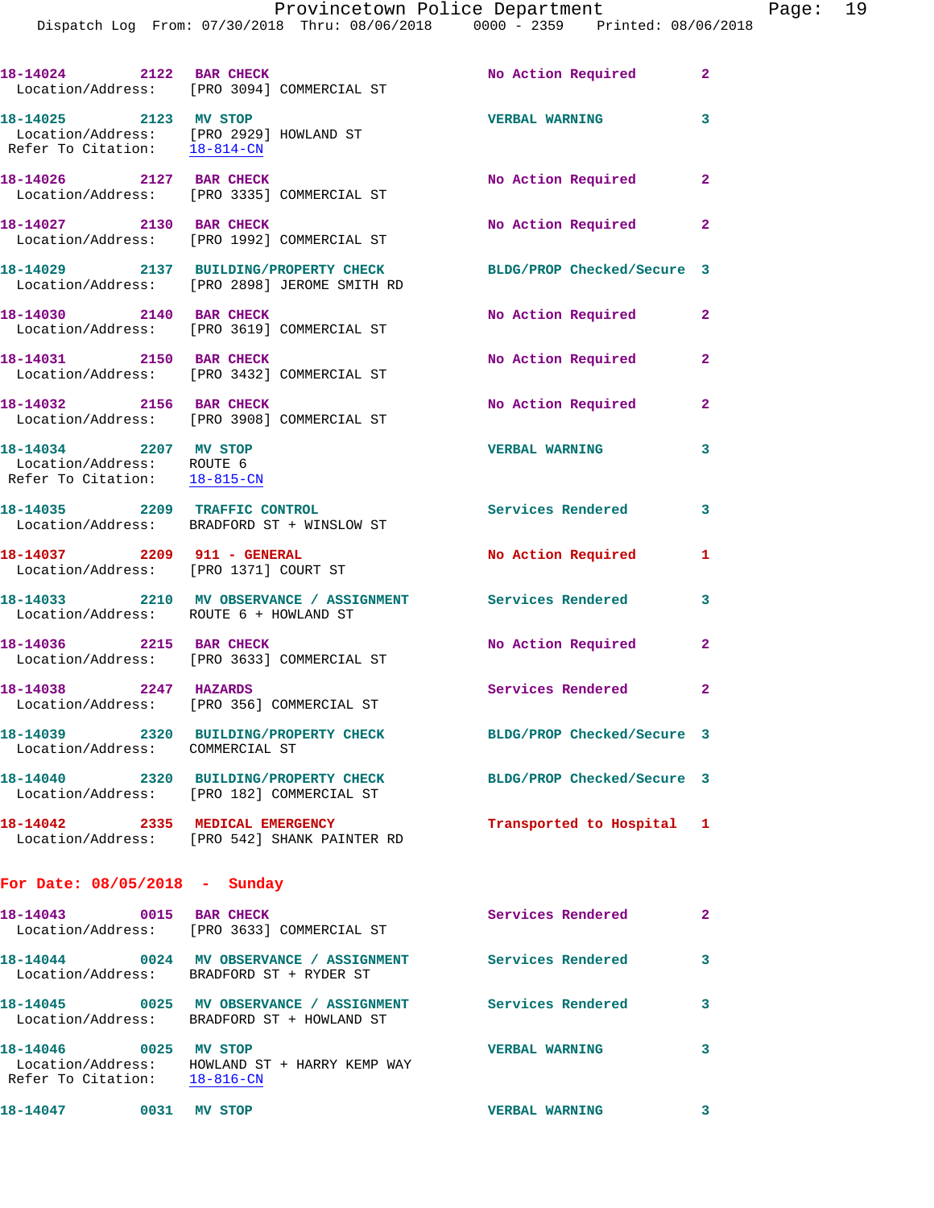**18-14024** 2122 **BAR CHECK** No Action Required 2
Location/Address: [PRO 3094] COMMERCIAL ST

**18-14025** 2123 **MV STOP** VERBAL WARNING 3
Location/Address: [PRO 2929] HOWLAND ST
Refer To Citation: 18-814-CN

**18-14026** 2127 **BAR CHECK** No Action Required 2
Location/Address: [PRO 3335] COMMERCIAL ST

**18-14027** 2130 **BAR CHECK** No Action Required 2
Location/Address: [PRO 1992] COMMERCIAL ST

**18-14029** 2137 **BUILDING/PROPERTY CHECK** BLDG/PROP Checked/Secure 3
Location/Address: [PRO 2898] JEROME SMITH RD

**18-14030** 2140 **BAR CHECK** No Action Required 2
Location/Address: [PRO 3619] COMMERCIAL ST

**18-14031** 2150 **BAR CHECK** No Action Required 2
Location/Address: [PRO 3432] COMMERCIAL ST

**18-14032** 2156 **BAR CHECK** No Action Required 2
Location/Address: [PRO 3908] COMMERCIAL ST

**18-14034** 2207 **MV STOP** VERBAL WARNING 3
Location/Address: ROUTE 6
Refer To Citation: 18-815-CN

**18-14035** 2209 **TRAFFIC CONTROL** Services Rendered 3
Location/Address: BRADFORD ST + WINSLOW ST

**18-14037** 2209 **911 - GENERAL** No Action Required 1
Location/Address: [PRO 1371] COURT ST

**18-14033** 2210 **MV OBSERVANCE / ASSIGNMENT** Services Rendered 3
Location/Address: ROUTE 6 + HOWLAND ST

**18-14036** 2215 **BAR CHECK** No Action Required 2
Location/Address: [PRO 3633] COMMERCIAL ST

**18-14038** 2247 **HAZARDS** Services Rendered 2
Location/Address: [PRO 356] COMMERCIAL ST

**18-14039** 2320 **BUILDING/PROPERTY CHECK** BLDG/PROP Checked/Secure 3
Location/Address: COMMERCIAL ST

**18-14040** 2320 **BUILDING/PROPERTY CHECK** BLDG/PROP Checked/Secure 3
Location/Address: [PRO 182] COMMERCIAL ST

**18-14042** 2335 **MEDICAL EMERGENCY** Transported to Hospital 1
Location/Address: [PRO 542] SHANK PAINTER RD

## For Date: 08/05/2018 - Sunday

**18-14043** 0015 **BAR CHECK** Services Rendered 2
Location/Address: [PRO 3633] COMMERCIAL ST

**18-14044** 0024 **MV OBSERVANCE / ASSIGNMENT** Services Rendered 3
Location/Address: BRADFORD ST + RYDER ST

**18-14045** 0025 **MV OBSERVANCE / ASSIGNMENT** Services Rendered 3
Location/Address: BRADFORD ST + HOWLAND ST

**18-14046** 0025 **MV STOP** VERBAL WARNING 3
Location/Address: HOWLAND ST + HARRY KEMP WAY
Refer To Citation: 18-816-CN

**18-14047** 0031 **MV STOP** VERBAL WARNING 3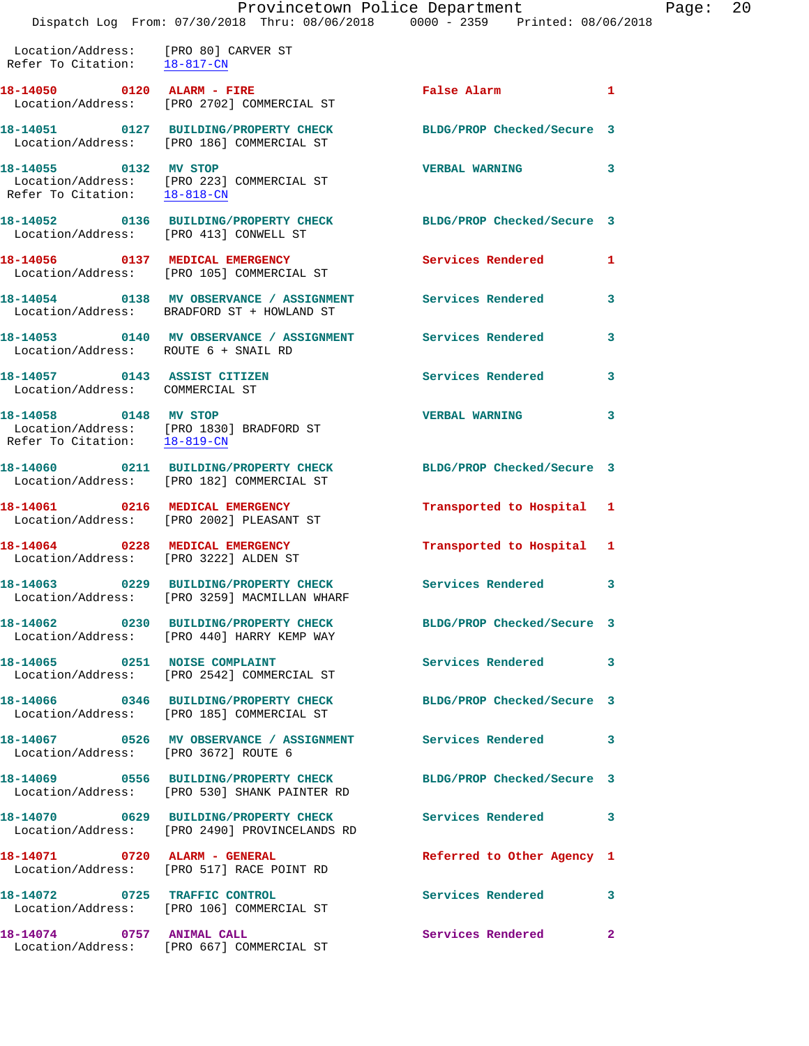Location/Address: [PRO 80] CARVER ST
Refer To Citation: 18-817-CN

| Call # | Time | Call Type | Disposition | Priority |
|---|---|---|---|---|
| 18-14050 | 0120 | ALARM - FIRE | False Alarm | 1 |
| | | Location/Address: [PRO 2702] COMMERCIAL ST | | |
| 18-14051 | 0127 | BUILDING/PROPERTY CHECK | BLDG/PROP Checked/Secure | 3 |
| | | Location/Address: [PRO 186] COMMERCIAL ST | | |
| 18-14055 | 0132 | MV STOP | VERBAL WARNING | 3 |
| | | Location/Address: [PRO 223] COMMERCIAL ST | | |
| | | Refer To Citation: 18-818-CN | | |
| 18-14052 | 0136 | BUILDING/PROPERTY CHECK | BLDG/PROP Checked/Secure | 3 |
| | | Location/Address: [PRO 413] CONWELL ST | | |
| 18-14056 | 0137 | MEDICAL EMERGENCY | Services Rendered | 1 |
| | | Location/Address: [PRO 105] COMMERCIAL ST | | |
| 18-14054 | 0138 | MV OBSERVANCE / ASSIGNMENT | Services Rendered | 3 |
| | | Location/Address: BRADFORD ST + HOWLAND ST | | |
| 18-14053 | 0140 | MV OBSERVANCE / ASSIGNMENT | Services Rendered | 3 |
| | | Location/Address: ROUTE 6 + SNAIL RD | | |
| 18-14057 | 0143 | ASSIST CITIZEN | Services Rendered | 3 |
| | | Location/Address: COMMERCIAL ST | | |
| 18-14058 | 0148 | MV STOP | VERBAL WARNING | 3 |
| | | Location/Address: [PRO 1830] BRADFORD ST | | |
| | | Refer To Citation: 18-819-CN | | |
| 18-14060 | 0211 | BUILDING/PROPERTY CHECK | BLDG/PROP Checked/Secure | 3 |
| | | Location/Address: [PRO 182] COMMERCIAL ST | | |
| 18-14061 | 0216 | MEDICAL EMERGENCY | Transported to Hospital | 1 |
| | | Location/Address: [PRO 2002] PLEASANT ST | | |
| 18-14064 | 0228 | MEDICAL EMERGENCY | Transported to Hospital | 1 |
| | | Location/Address: [PRO 3222] ALDEN ST | | |
| 18-14063 | 0229 | BUILDING/PROPERTY CHECK | Services Rendered | 3 |
| | | Location/Address: [PRO 3259] MACMILLAN WHARF | | |
| 18-14062 | 0230 | BUILDING/PROPERTY CHECK | BLDG/PROP Checked/Secure | 3 |
| | | Location/Address: [PRO 440] HARRY KEMP WAY | | |
| 18-14065 | 0251 | NOISE COMPLAINT | Services Rendered | 3 |
| | | Location/Address: [PRO 2542] COMMERCIAL ST | | |
| 18-14066 | 0346 | BUILDING/PROPERTY CHECK | BLDG/PROP Checked/Secure | 3 |
| | | Location/Address: [PRO 185] COMMERCIAL ST | | |
| 18-14067 | 0526 | MV OBSERVANCE / ASSIGNMENT | Services Rendered | 3 |
| | | Location/Address: [PRO 3672] ROUTE 6 | | |
| 18-14069 | 0556 | BUILDING/PROPERTY CHECK | BLDG/PROP Checked/Secure | 3 |
| | | Location/Address: [PRO 530] SHANK PAINTER RD | | |
| 18-14070 | 0629 | BUILDING/PROPERTY CHECK | Services Rendered | 3 |
| | | Location/Address: [PRO 2490] PROVINCELANDS RD | | |
| 18-14071 | 0720 | ALARM - GENERAL | Referred to Other Agency | 1 |
| | | Location/Address: [PRO 517] RACE POINT RD | | |
| 18-14072 | 0725 | TRAFFIC CONTROL | Services Rendered | 3 |
| | | Location/Address: [PRO 106] COMMERCIAL ST | | |
| 18-14074 | 0757 | ANIMAL CALL | Services Rendered | 2 |
| | | Location/Address: [PRO 667] COMMERCIAL ST | | |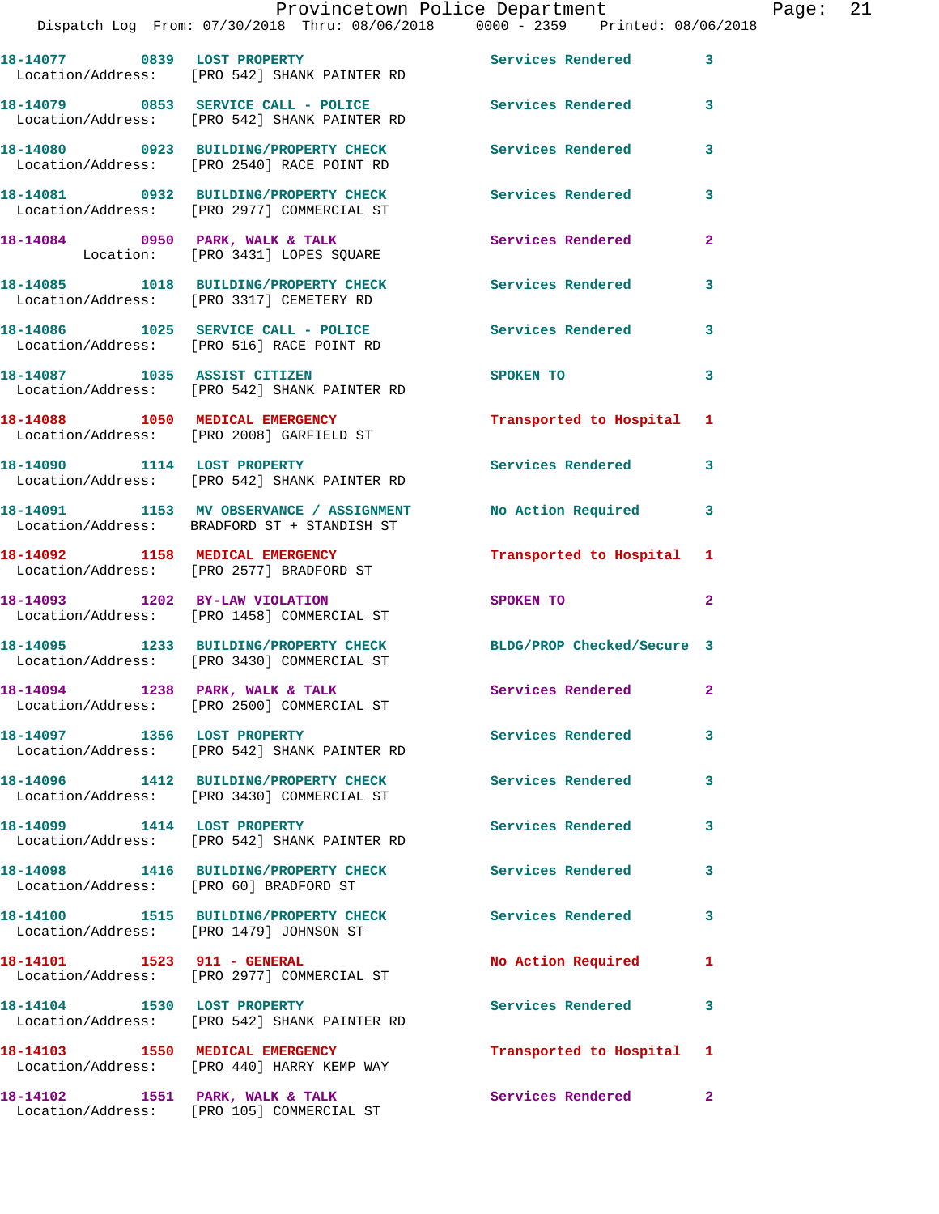| Call Number | Time | Call Type | Location/Address | Action | Priority |
|---|---|---|---|---|---|
| 18-14077 | 0839 | LOST PROPERTY | [PRO 542] SHANK PAINTER RD | Services Rendered | 3 |
| 18-14079 | 0853 | SERVICE CALL - POLICE | [PRO 542] SHANK PAINTER RD | Services Rendered | 3 |
| 18-14080 | 0923 | BUILDING/PROPERTY CHECK | [PRO 2540] RACE POINT RD | Services Rendered | 3 |
| 18-14081 | 0932 | BUILDING/PROPERTY CHECK | [PRO 2977] COMMERCIAL ST | Services Rendered | 3 |
| 18-14084 | 0950 | PARK, WALK & TALK | Location: [PRO 3431] LOPES SQUARE | Services Rendered | 2 |
| 18-14085 | 1018 | BUILDING/PROPERTY CHECK | [PRO 3317] CEMETERY RD | Services Rendered | 3 |
| 18-14086 | 1025 | SERVICE CALL - POLICE | [PRO 516] RACE POINT RD | Services Rendered | 3 |
| 18-14087 | 1035 | ASSIST CITIZEN | [PRO 542] SHANK PAINTER RD | SPOKEN TO | 3 |
| 18-14088 | 1050 | MEDICAL EMERGENCY | [PRO 2008] GARFIELD ST | Transported to Hospital | 1 |
| 18-14090 | 1114 | LOST PROPERTY | [PRO 542] SHANK PAINTER RD | Services Rendered | 3 |
| 18-14091 | 1153 | MV OBSERVANCE / ASSIGNMENT | BRADFORD ST + STANDISH ST | No Action Required | 3 |
| 18-14092 | 1158 | MEDICAL EMERGENCY | [PRO 2577] BRADFORD ST | Transported to Hospital | 1 |
| 18-14093 | 1202 | BY-LAW VIOLATION | [PRO 1458] COMMERCIAL ST | SPOKEN TO | 2 |
| 18-14095 | 1233 | BUILDING/PROPERTY CHECK | [PRO 3430] COMMERCIAL ST | BLDG/PROP Checked/Secure | 3 |
| 18-14094 | 1238 | PARK, WALK & TALK | [PRO 2500] COMMERCIAL ST | Services Rendered | 2 |
| 18-14097 | 1356 | LOST PROPERTY | [PRO 542] SHANK PAINTER RD | Services Rendered | 3 |
| 18-14096 | 1412 | BUILDING/PROPERTY CHECK | [PRO 3430] COMMERCIAL ST | Services Rendered | 3 |
| 18-14099 | 1414 | LOST PROPERTY | [PRO 542] SHANK PAINTER RD | Services Rendered | 3 |
| 18-14098 | 1416 | BUILDING/PROPERTY CHECK | [PRO 60] BRADFORD ST | Services Rendered | 3 |
| 18-14100 | 1515 | BUILDING/PROPERTY CHECK | [PRO 1479] JOHNSON ST | Services Rendered | 3 |
| 18-14101 | 1523 | 911 - GENERAL | [PRO 2977] COMMERCIAL ST | No Action Required | 1 |
| 18-14104 | 1530 | LOST PROPERTY | [PRO 542] SHANK PAINTER RD | Services Rendered | 3 |
| 18-14103 | 1550 | MEDICAL EMERGENCY | [PRO 440] HARRY KEMP WAY | Transported to Hospital | 1 |
| 18-14102 | 1551 | PARK, WALK & TALK | [PRO 105] COMMERCIAL ST | Services Rendered | 2 |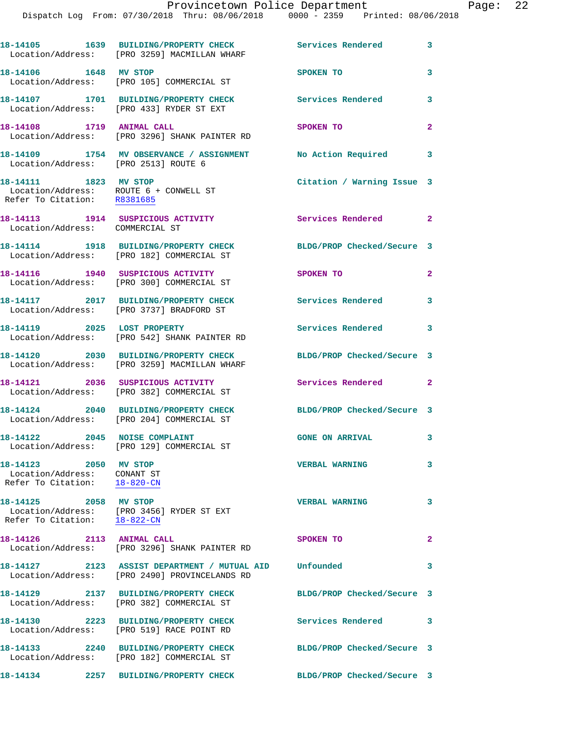18-14105 1639 BUILDING/PROPERTY CHECK Services Rendered 3
Location/Address: [PRO 3259] MACMILLAN WHARF

18-14106 1648 MV STOP SPOKEN TO 3
Location/Address: [PRO 105] COMMERCIAL ST

18-14107 1701 BUILDING/PROPERTY CHECK Services Rendered 3
Location/Address: [PRO 433] RYDER ST EXT

18-14108 1719 ANIMAL CALL SPOKEN TO 2
Location/Address: [PRO 3296] SHANK PAINTER RD

18-14109 1754 MV OBSERVANCE / ASSIGNMENT No Action Required 3
Location/Address: [PRO 2513] ROUTE 6

18-14111 1823 MV STOP Citation / Warning Issue 3
Location/Address: ROUTE 6 + CONWELL ST
Refer To Citation: R8381685

18-14113 1914 SUSPICIOUS ACTIVITY Services Rendered 2
Location/Address: COMMERCIAL ST

18-14114 1918 BUILDING/PROPERTY CHECK BLDG/PROP Checked/Secure 3
Location/Address: [PRO 182] COMMERCIAL ST

18-14116 1940 SUSPICIOUS ACTIVITY SPOKEN TO 2
Location/Address: [PRO 300] COMMERCIAL ST

18-14117 2017 BUILDING/PROPERTY CHECK Services Rendered 3
Location/Address: [PRO 3737] BRADFORD ST

18-14119 2025 LOST PROPERTY Services Rendered 3
Location/Address: [PRO 542] SHANK PAINTER RD

18-14120 2030 BUILDING/PROPERTY CHECK BLDG/PROP Checked/Secure 3
Location/Address: [PRO 3259] MACMILLAN WHARF

18-14121 2036 SUSPICIOUS ACTIVITY Services Rendered 2
Location/Address: [PRO 382] COMMERCIAL ST

18-14124 2040 BUILDING/PROPERTY CHECK BLDG/PROP Checked/Secure 3
Location/Address: [PRO 204] COMMERCIAL ST

18-14122 2045 NOISE COMPLAINT GONE ON ARRIVAL 3
Location/Address: [PRO 129] COMMERCIAL ST

18-14123 2050 MV STOP VERBAL WARNING 3
Location/Address: CONANT ST
Refer To Citation: 18-820-CN

18-14125 2058 MV STOP VERBAL WARNING 3
Location/Address: [PRO 3456] RYDER ST EXT
Refer To Citation: 18-822-CN

18-14126 2113 ANIMAL CALL SPOKEN TO 2
Location/Address: [PRO 3296] SHANK PAINTER RD

18-14127 2123 ASSIST DEPARTMENT / MUTUAL AID Unfounded 3
Location/Address: [PRO 2490] PROVINCELANDS RD

18-14129 2137 BUILDING/PROPERTY CHECK BLDG/PROP Checked/Secure 3
Location/Address: [PRO 382] COMMERCIAL ST

18-14130 2223 BUILDING/PROPERTY CHECK Services Rendered 3
Location/Address: [PRO 519] RACE POINT RD

18-14133 2240 BUILDING/PROPERTY CHECK BLDG/PROP Checked/Secure 3
Location/Address: [PRO 182] COMMERCIAL ST

18-14134 2257 BUILDING/PROPERTY CHECK BLDG/PROP Checked/Secure 3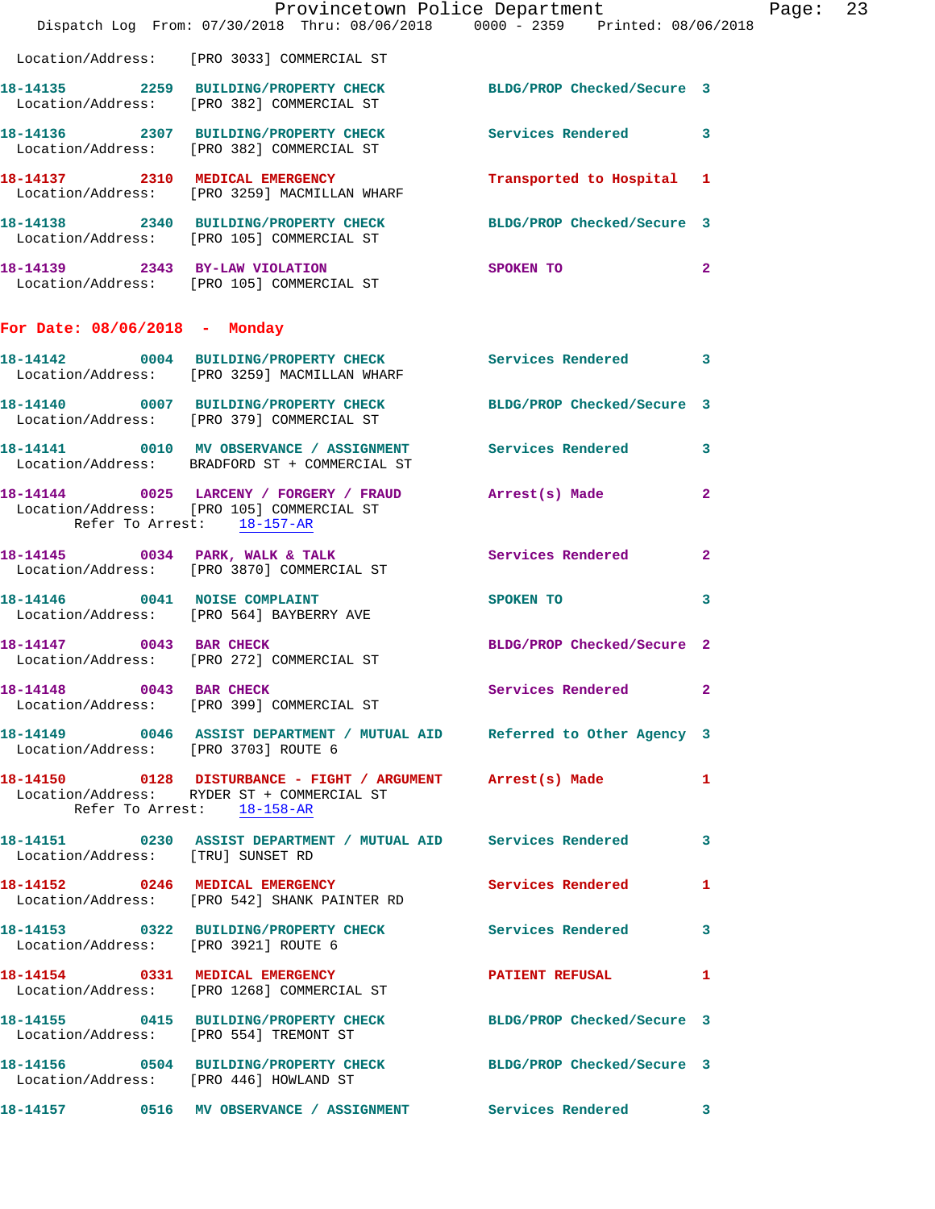Location/Address: [PRO 3033] COMMERCIAL ST

| Call Number | Time | Call Reason | Action | Priority |
|---|---|---|---|---|
| 18-14135 | 2259 | BUILDING/PROPERTY CHECK | BLDG/PROP Checked/Secure | 3 |

Location/Address: [PRO 382] COMMERCIAL ST

| Call Number | Time | Call Reason | Action | Priority |
|---|---|---|---|---|
| 18-14136 | 2307 | BUILDING/PROPERTY CHECK | Services Rendered | 3 |

Location/Address: [PRO 382] COMMERCIAL ST

| Call Number | Time | Call Reason | Action | Priority |
|---|---|---|---|---|
| 18-14137 | 2310 | MEDICAL EMERGENCY | Transported to Hospital | 1 |

Location/Address: [PRO 3259] MACMILLAN WHARF

| Call Number | Time | Call Reason | Action | Priority |
|---|---|---|---|---|
| 18-14138 | 2340 | BUILDING/PROPERTY CHECK | BLDG/PROP Checked/Secure | 3 |

Location/Address: [PRO 105] COMMERCIAL ST

| Call Number | Time | Call Reason | Action | Priority |
|---|---|---|---|---|
| 18-14139 | 2343 | BY-LAW VIOLATION | SPOKEN TO | 2 |

Location/Address: [PRO 105] COMMERCIAL ST

## For Date: 08/06/2018 - Monday

| Call Number | Time | Call Reason | Action | Priority |
|---|---|---|---|---|
| 18-14142 | 0004 | BUILDING/PROPERTY CHECK | Services Rendered | 3 |

Location/Address: [PRO 3259] MACMILLAN WHARF

| Call Number | Time | Call Reason | Action | Priority |
|---|---|---|---|---|
| 18-14140 | 0007 | BUILDING/PROPERTY CHECK | BLDG/PROP Checked/Secure | 3 |

Location/Address: [PRO 379] COMMERCIAL ST

| Call Number | Time | Call Reason | Action | Priority |
|---|---|---|---|---|
| 18-14141 | 0010 | MV OBSERVANCE / ASSIGNMENT | Services Rendered | 3 |

Location/Address: BRADFORD ST + COMMERCIAL ST

| Call Number | Time | Call Reason | Action | Priority |
|---|---|---|---|---|
| 18-14144 | 0025 | LARCENY / FORGERY / FRAUD | Arrest(s) Made | 2 |

Location/Address: [PRO 105] COMMERCIAL ST
Refer To Arrest: 18-157-AR

| Call Number | Time | Call Reason | Action | Priority |
|---|---|---|---|---|
| 18-14145 | 0034 | PARK, WALK & TALK | Services Rendered | 2 |

Location/Address: [PRO 3870] COMMERCIAL ST

| Call Number | Time | Call Reason | Action | Priority |
|---|---|---|---|---|
| 18-14146 | 0041 | NOISE COMPLAINT | SPOKEN TO | 3 |

Location/Address: [PRO 564] BAYBERRY AVE

| Call Number | Time | Call Reason | Action | Priority |
|---|---|---|---|---|
| 18-14147 | 0043 | BAR CHECK | BLDG/PROP Checked/Secure | 2 |

Location/Address: [PRO 272] COMMERCIAL ST

| Call Number | Time | Call Reason | Action | Priority |
|---|---|---|---|---|
| 18-14148 | 0043 | BAR CHECK | Services Rendered | 2 |

Location/Address: [PRO 399] COMMERCIAL ST

| Call Number | Time | Call Reason | Action | Priority |
|---|---|---|---|---|
| 18-14149 | 0046 | ASSIST DEPARTMENT / MUTUAL AID | Referred to Other Agency | 3 |

Location/Address: [PRO 3703] ROUTE 6

| Call Number | Time | Call Reason | Action | Priority |
|---|---|---|---|---|
| 18-14150 | 0128 | DISTURBANCE - FIGHT / ARGUMENT | Arrest(s) Made | 1 |

Location/Address: RYDER ST + COMMERCIAL ST
Refer To Arrest: 18-158-AR

| Call Number | Time | Call Reason | Action | Priority |
|---|---|---|---|---|
| 18-14151 | 0230 | ASSIST DEPARTMENT / MUTUAL AID | Services Rendered | 3 |

Location/Address: [TRU] SUNSET RD

| Call Number | Time | Call Reason | Action | Priority |
|---|---|---|---|---|
| 18-14152 | 0246 | MEDICAL EMERGENCY | Services Rendered | 1 |

Location/Address: [PRO 542] SHANK PAINTER RD

| Call Number | Time | Call Reason | Action | Priority |
|---|---|---|---|---|
| 18-14153 | 0322 | BUILDING/PROPERTY CHECK | Services Rendered | 3 |

Location/Address: [PRO 3921] ROUTE 6

| Call Number | Time | Call Reason | Action | Priority |
|---|---|---|---|---|
| 18-14154 | 0331 | MEDICAL EMERGENCY | PATIENT REFUSAL | 1 |

Location/Address: [PRO 1268] COMMERCIAL ST

| Call Number | Time | Call Reason | Action | Priority |
|---|---|---|---|---|
| 18-14155 | 0415 | BUILDING/PROPERTY CHECK | BLDG/PROP Checked/Secure | 3 |

Location/Address: [PRO 554] TREMONT ST

| Call Number | Time | Call Reason | Action | Priority |
|---|---|---|---|---|
| 18-14156 | 0504 | BUILDING/PROPERTY CHECK | BLDG/PROP Checked/Secure | 3 |

Location/Address: [PRO 446] HOWLAND ST

| Call Number | Time | Call Reason | Action | Priority |
|---|---|---|---|---|
| 18-14157 | 0516 | MV OBSERVANCE / ASSIGNMENT | Services Rendered | 3 |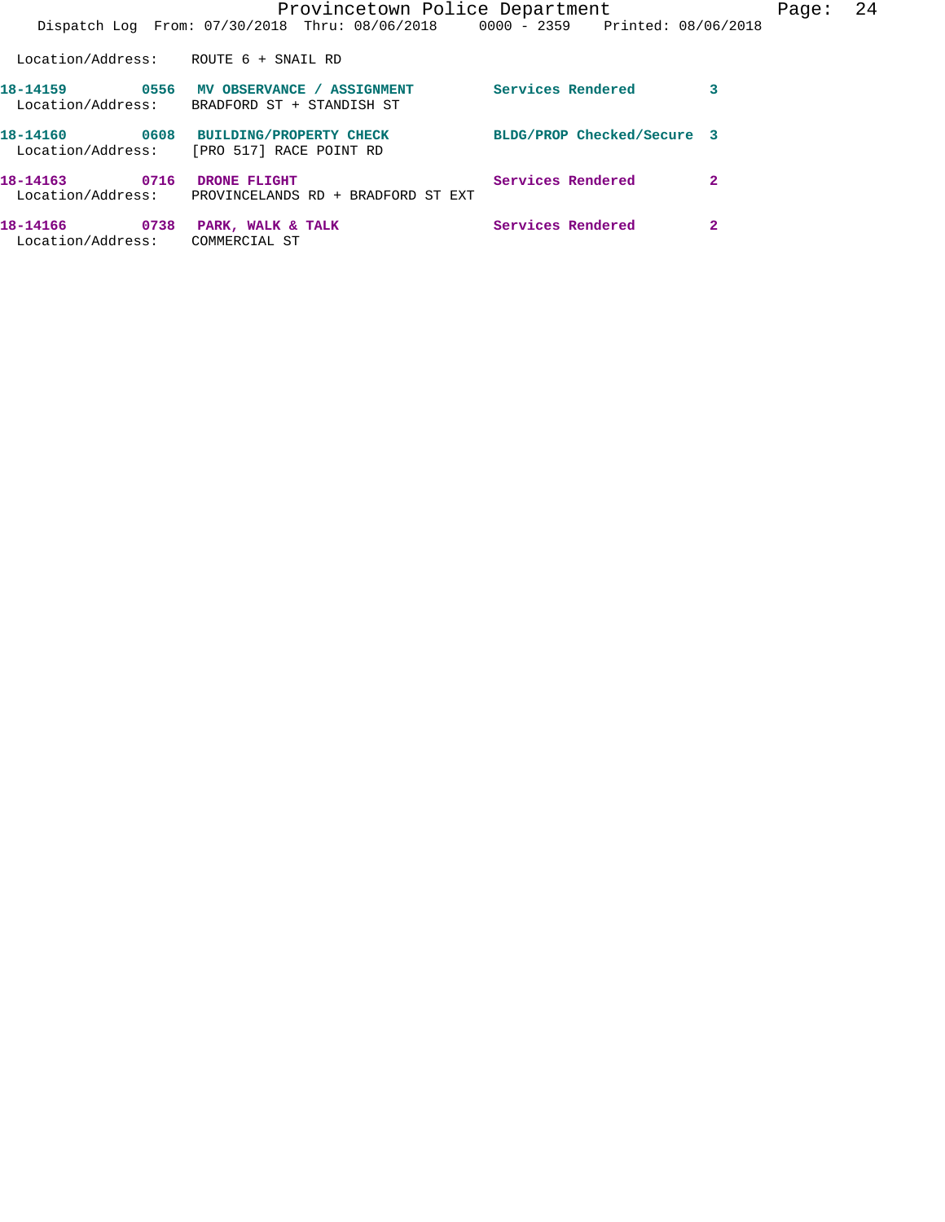Location/Address: ROUTE 6 + SNAIL RD

**18-14159 0556 MV OBSERVANCE / ASSIGNMENT** Services Rendered 3
Location/Address: BRADFORD ST + STANDISH ST

**18-14160 0608 BUILDING/PROPERTY CHECK** BLDG/PROP Checked/Secure 3
Location/Address: [PRO 517] RACE POINT RD

**18-14163 0716 DRONE FLIGHT** Services Rendered 2
Location/Address: PROVINCELANDS RD + BRADFORD ST EXT

**18-14166 0738 PARK, WALK & TALK** Services Rendered 2
Location/Address: COMMERCIAL ST